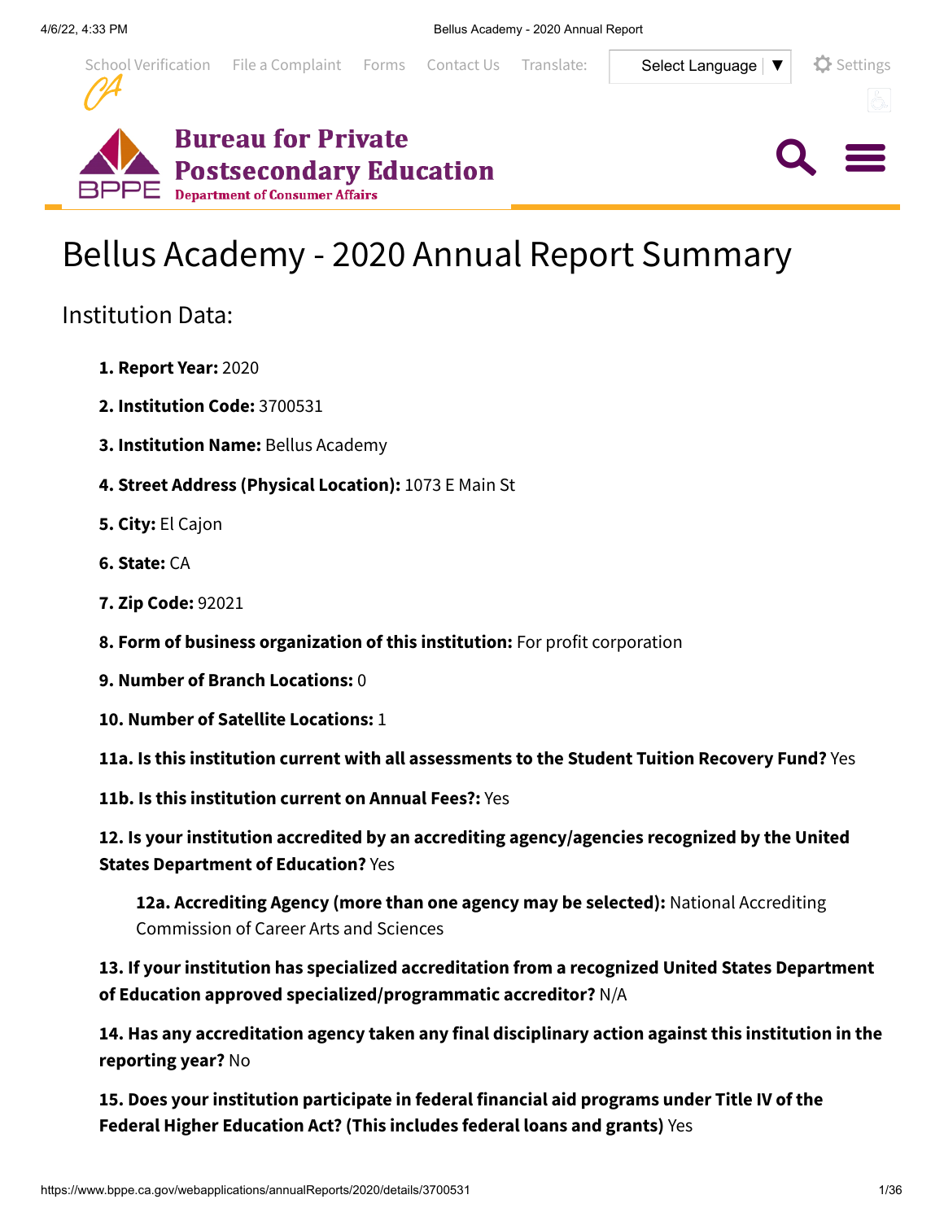# Bellus Academy - 2020 Annual Report Summary

## Institution Data:

1. **Report Year:** 2020
2. **Institution Code:** 3700531
3. **Institution Name:** Bellus Academy
4. **Street Address (Physical Location):** 1073 E Main St
5. **City:** El Cajon
6. **State:** CA
7. **Zip Code:** 92021
8. **Form of business organization of this institution:** For profit corporation
9. **Number of Branch Locations:** 0
10. **Number of Satellite Locations:** 1

**11a. Is this institution current with all assessments to the Student Tuition Recovery Fund?** Yes

**11b. Is this institution current on Annual Fees?:** Yes

**12. Is your institution accredited by an accrediting agency/agencies recognized by the United States Department of Education?** Yes

**12a. Accrediting Agency (more than one agency may be selected):** National Accrediting Commission of Career Arts and Sciences

**13. If your institution has specialized accreditation from a recognized United States Department of Education approved specialized/programmatic accreditor?** N/A

**14. Has any accreditation agency taken any final disciplinary action against this institution in the reporting year?** No

**15. Does your institution participate in federal financial aid programs under Title IV of the Federal Higher Education Act? (This includes federal loans and grants)** Yes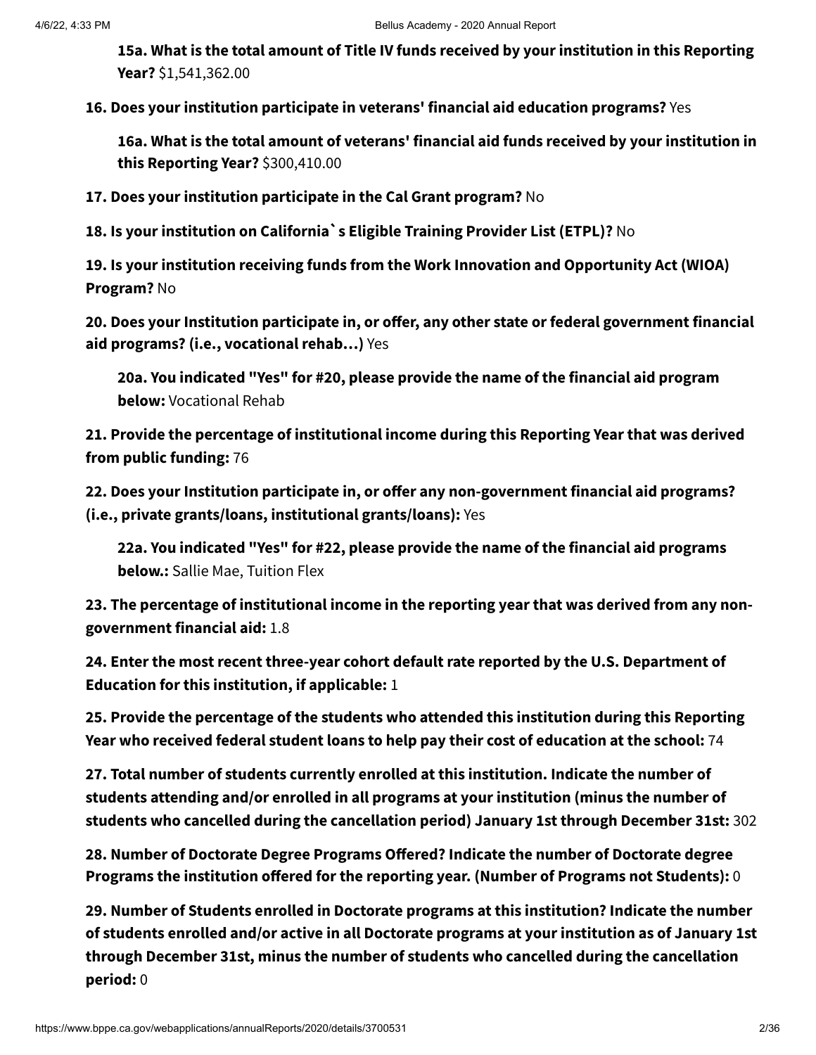**15a. What is the total amount of Title IV funds received by your institution in this Reporting Year?** $1,541,362.00

**16. Does your institution participate in veterans' financial aid education programs?** Yes

**16a. What is the total amount of veterans' financial aid funds received by your institution in this Reporting Year?** $300,410.00

**17. Does your institution participate in the Cal Grant program?** No

**18. Is your institution on California`s Eligible Training Provider List (ETPL)?** No

**19. Is your institution receiving funds from the Work Innovation and Opportunity Act (WIOA) Program?** No

**20. Does your Institution participate in, or offer, any other state or federal government financial aid programs? (i.e., vocational rehab…)** Yes

**20a. You indicated "Yes" for #20, please provide the name of the financial aid program below:** Vocational Rehab

**21. Provide the percentage of institutional income during this Reporting Year that was derived from public funding:** 76

**22. Does your Institution participate in, or offer any non-government financial aid programs? (i.e., private grants/loans, institutional grants/loans):** Yes

**22a. You indicated "Yes" for #22, please provide the name of the financial aid programs below.:** Sallie Mae, Tuition Flex

**23. The percentage of institutional income in the reporting year that was derived from any non-government financial aid:** 1.8

**24. Enter the most recent three-year cohort default rate reported by the U.S. Department of Education for this institution, if applicable:** 1

**25. Provide the percentage of the students who attended this institution during this Reporting Year who received federal student loans to help pay their cost of education at the school:** 74

**27. Total number of students currently enrolled at this institution. Indicate the number of students attending and/or enrolled in all programs at your institution (minus the number of students who cancelled during the cancellation period) January 1st through December 31st:** 302

**28. Number of Doctorate Degree Programs Offered? Indicate the number of Doctorate degree Programs the institution offered for the reporting year. (Number of Programs not Students):** 0

**29. Number of Students enrolled in Doctorate programs at this institution? Indicate the number of students enrolled and/or active in all Doctorate programs at your institution as of January 1st through December 31st, minus the number of students who cancelled during the cancellation period:** 0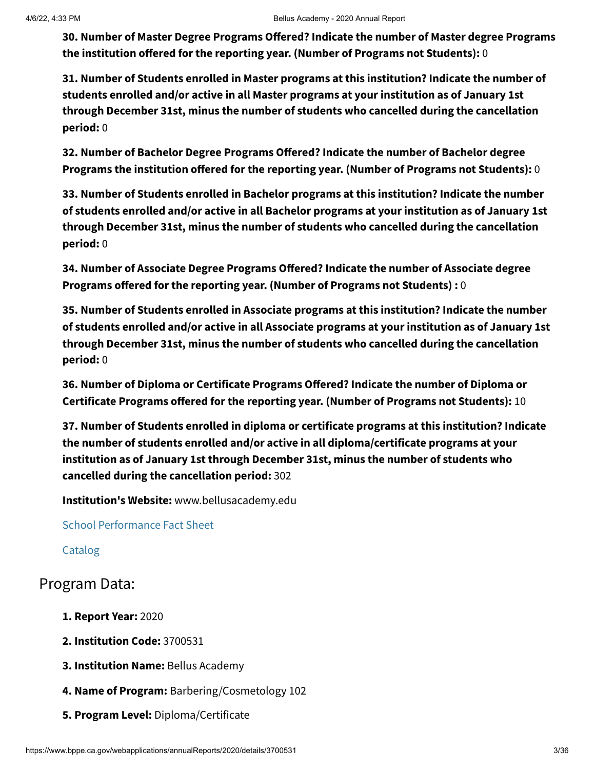**30. Number of Master Degree Programs Offered? Indicate the number of Master degree Programs the institution offered for the reporting year. (Number of Programs not Students):** 0

**31. Number of Students enrolled in Master programs at this institution? Indicate the number of students enrolled and/or active in all Master programs at your institution as of January 1st through December 31st, minus the number of students who cancelled during the cancellation period:** 0

**32. Number of Bachelor Degree Programs Offered? Indicate the number of Bachelor degree Programs the institution offered for the reporting year. (Number of Programs not Students):** 0

**33. Number of Students enrolled in Bachelor programs at this institution? Indicate the number of students enrolled and/or active in all Bachelor programs at your institution as of January 1st through December 31st, minus the number of students who cancelled during the cancellation period:** 0

**34. Number of Associate Degree Programs Offered? Indicate the number of Associate degree Programs offered for the reporting year. (Number of Programs not Students) :** 0

**35. Number of Students enrolled in Associate programs at this institution? Indicate the number of students enrolled and/or active in all Associate programs at your institution as of January 1st through December 31st, minus the number of students who cancelled during the cancellation period:** 0

**36. Number of Diploma or Certificate Programs Offered? Indicate the number of Diploma or Certificate Programs offered for the reporting year. (Number of Programs not Students):** 10

**37. Number of Students enrolled in diploma or certificate programs at this institution? Indicate the number of students enrolled and/or active in all diploma/certificate programs at your institution as of January 1st through December 31st, minus the number of students who cancelled during the cancellation period:** 302

**Institution's Website:** www.bellusacademy.edu

School Performance Fact Sheet

Catalog

## Program Data:

**1. Report Year:** 2020

**2. Institution Code:** 3700531

**3. Institution Name:** Bellus Academy

**4. Name of Program:** Barbering/Cosmetology 102

**5. Program Level:** Diploma/Certificate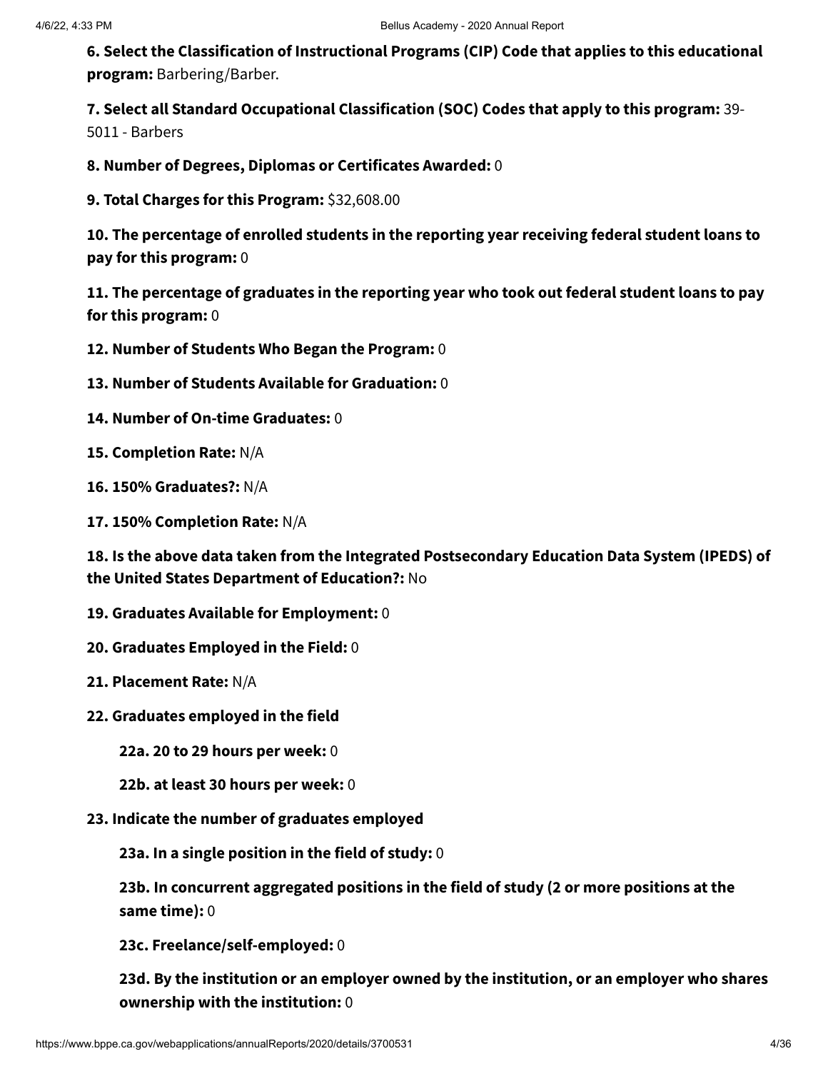**6. Select the Classification of Instructional Programs (CIP) Code that applies to this educational program:** Barbering/Barber.

**7. Select all Standard Occupational Classification (SOC) Codes that apply to this program:** 39-5011 - Barbers

**8. Number of Degrees, Diplomas or Certificates Awarded:** 0

**9. Total Charges for this Program:** $32,608.00

**10. The percentage of enrolled students in the reporting year receiving federal student loans to pay for this program:** 0

**11. The percentage of graduates in the reporting year who took out federal student loans to pay for this program:** 0

**12. Number of Students Who Began the Program:** 0

**13. Number of Students Available for Graduation:** 0

**14. Number of On-time Graduates:** 0

**15. Completion Rate:** N/A

**16. 150% Graduates?:** N/A

**17. 150% Completion Rate:** N/A

**18. Is the above data taken from the Integrated Postsecondary Education Data System (IPEDS) of the United States Department of Education?:** No

**19. Graduates Available for Employment:** 0

**20. Graduates Employed in the Field:** 0

**21. Placement Rate:** N/A

**22. Graduates employed in the field**

- **22a. 20 to 29 hours per week:** 0
- **22b. at least 30 hours per week:** 0

**23. Indicate the number of graduates employed**

- **23a. In a single position in the field of study:** 0
- **23b. In concurrent aggregated positions in the field of study (2 or more positions at the same time):** 0
- **23c. Freelance/self-employed:** 0
- **23d. By the institution or an employer owned by the institution, or an employer who shares ownership with the institution:** 0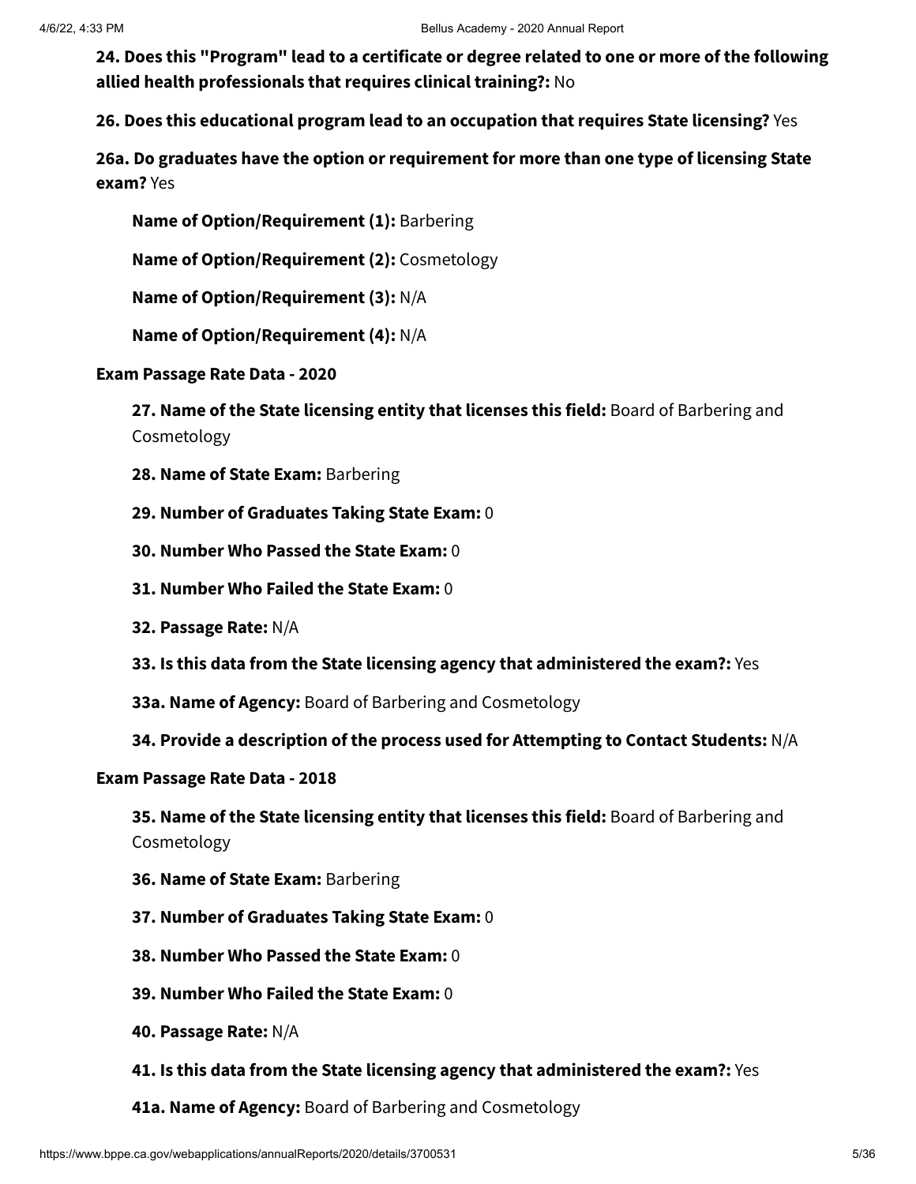**24. Does this "Program" lead to a certificate or degree related to one or more of the following allied health professionals that requires clinical training?:** No

**26. Does this educational program lead to an occupation that requires State licensing?** Yes

**26a. Do graduates have the option or requirement for more than one type of licensing State exam?** Yes

**Name of Option/Requirement (1):** Barbering

**Name of Option/Requirement (2):** Cosmetology

**Name of Option/Requirement (3):** N/A

**Name of Option/Requirement (4):** N/A

**Exam Passage Rate Data - 2020**

**27. Name of the State licensing entity that licenses this field:** Board of Barbering and Cosmetology

**28. Name of State Exam:** Barbering

**29. Number of Graduates Taking State Exam:** 0

**30. Number Who Passed the State Exam:** 0

**31. Number Who Failed the State Exam:** 0

**32. Passage Rate:** N/A

**33. Is this data from the State licensing agency that administered the exam?:** Yes

**33a. Name of Agency:** Board of Barbering and Cosmetology

**34. Provide a description of the process used for Attempting to Contact Students:** N/A

**Exam Passage Rate Data - 2018**

**35. Name of the State licensing entity that licenses this field:** Board of Barbering and Cosmetology

**36. Name of State Exam:** Barbering

**37. Number of Graduates Taking State Exam:** 0

**38. Number Who Passed the State Exam:** 0

**39. Number Who Failed the State Exam:** 0

**40. Passage Rate:** N/A

**41. Is this data from the State licensing agency that administered the exam?:** Yes

**41a. Name of Agency:** Board of Barbering and Cosmetology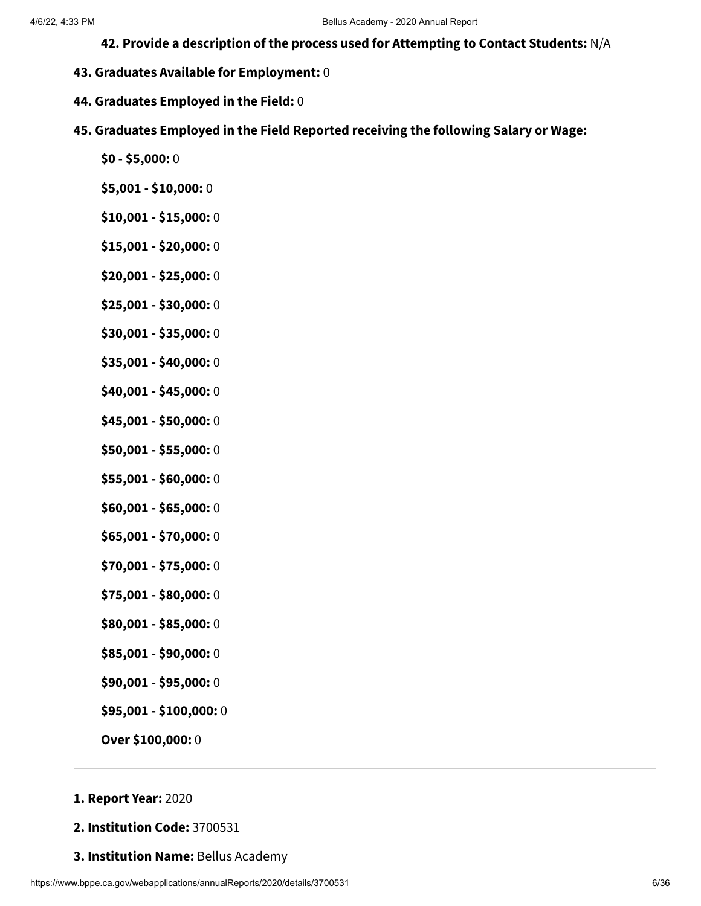**42. Provide a description of the process used for Attempting to Contact Students:** N/A

**43. Graduates Available for Employment:** 0

**44. Graduates Employed in the Field:** 0

**45. Graduates Employed in the Field Reported receiving the following Salary or Wage:**

**$0 - $5,000:** 0

**$5,001 - $10,000:** 0

**$10,001 - $15,000:** 0

**$15,001 - $20,000:** 0

**$20,001 - $25,000:** 0

**$25,001 - $30,000:** 0

**$30,001 - $35,000:** 0

**$35,001 - $40,000:** 0

**$40,001 - $45,000:** 0

**$45,001 - $50,000:** 0

**$50,001 - $55,000:** 0

**$55,001 - $60,000:** 0

**$60,001 - $65,000:** 0

**$65,001 - $70,000:** 0

**$70,001 - $75,000:** 0

**$75,001 - $80,000:** 0

**$80,001 - $85,000:** 0

**$85,001 - $90,000:** 0

**$90,001 - $95,000:** 0

**$95,001 - $100,000:** 0

**Over $100,000:** 0

---

**1. Report Year:** 2020

**2. Institution Code:** 3700531

**3. Institution Name:** Bellus Academy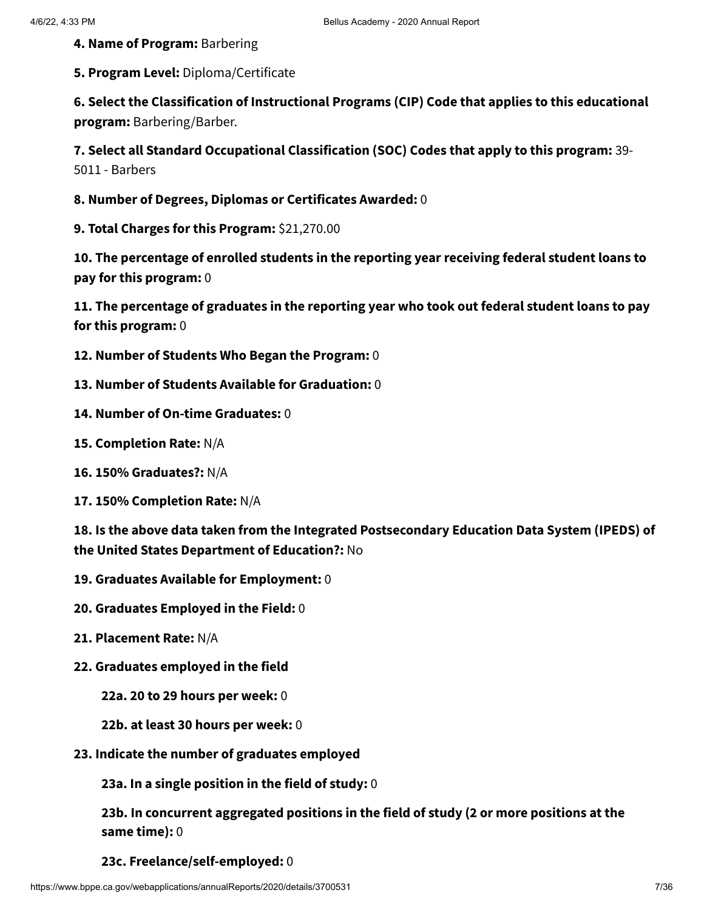**4. Name of Program:** Barbering

**5. Program Level:** Diploma/Certificate

**6. Select the Classification of Instructional Programs (CIP) Code that applies to this educational program:** Barbering/Barber.

**7. Select all Standard Occupational Classification (SOC) Codes that apply to this program:** 39-5011 - Barbers

**8. Number of Degrees, Diplomas or Certificates Awarded:** 0

**9. Total Charges for this Program:** $21,270.00

**10. The percentage of enrolled students in the reporting year receiving federal student loans to pay for this program:** 0

**11. The percentage of graduates in the reporting year who took out federal student loans to pay for this program:** 0

**12. Number of Students Who Began the Program:** 0

**13. Number of Students Available for Graduation:** 0

**14. Number of On-time Graduates:** 0

**15. Completion Rate:** N/A

**16. 150% Graduates?:** N/A

**17. 150% Completion Rate:** N/A

**18. Is the above data taken from the Integrated Postsecondary Education Data System (IPEDS) of the United States Department of Education?:** No

**19. Graduates Available for Employment:** 0

**20. Graduates Employed in the Field:** 0

**21. Placement Rate:** N/A

**22. Graduates employed in the field**

- **22a. 20 to 29 hours per week:** 0
- **22b. at least 30 hours per week:** 0

**23. Indicate the number of graduates employed**

- **23a. In a single position in the field of study:** 0
- **23b. In concurrent aggregated positions in the field of study (2 or more positions at the same time):** 0
- **23c. Freelance/self-employed:** 0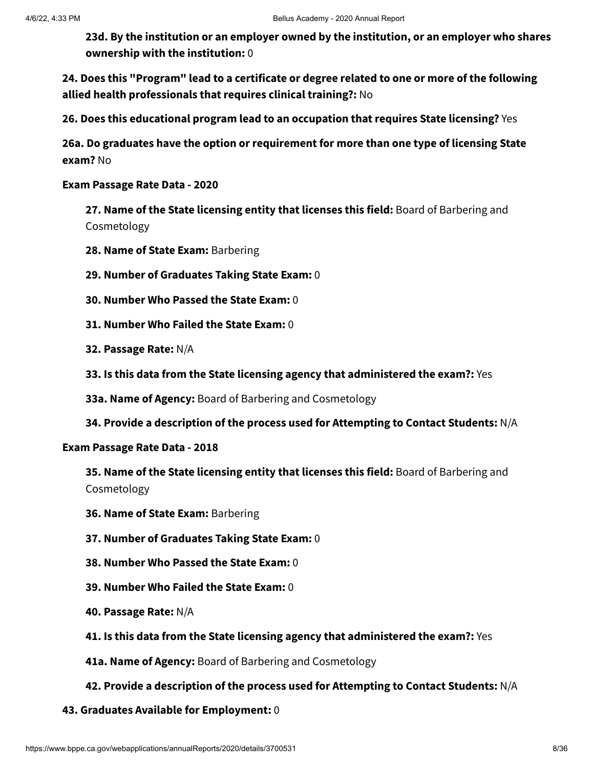**23d. By the institution or an employer owned by the institution, or an employer who shares ownership with the institution:** 0

**24. Does this "Program" lead to a certificate or degree related to one or more of the following allied health professionals that requires clinical training?:** No

**26. Does this educational program lead to an occupation that requires State licensing?** Yes

**26a. Do graduates have the option or requirement for more than one type of licensing State exam?** No

**Exam Passage Rate Data - 2020**

- **27. Name of the State licensing entity that licenses this field:** Board of Barbering and Cosmetology
- **28. Name of State Exam:** Barbering
- **29. Number of Graduates Taking State Exam:** 0
- **30. Number Who Passed the State Exam:** 0
- **31. Number Who Failed the State Exam:** 0
- **32. Passage Rate:** N/A
- **33. Is this data from the State licensing agency that administered the exam?:** Yes
- **33a. Name of Agency:** Board of Barbering and Cosmetology
- **34. Provide a description of the process used for Attempting to Contact Students:** N/A

**Exam Passage Rate Data - 2018**

- **35. Name of the State licensing entity that licenses this field:** Board of Barbering and Cosmetology
- **36. Name of State Exam:** Barbering
- **37. Number of Graduates Taking State Exam:** 0
- **38. Number Who Passed the State Exam:** 0
- **39. Number Who Failed the State Exam:** 0
- **40. Passage Rate:** N/A
- **41. Is this data from the State licensing agency that administered the exam?:** Yes
- **41a. Name of Agency:** Board of Barbering and Cosmetology
- **42. Provide a description of the process used for Attempting to Contact Students:** N/A

**43. Graduates Available for Employment:** 0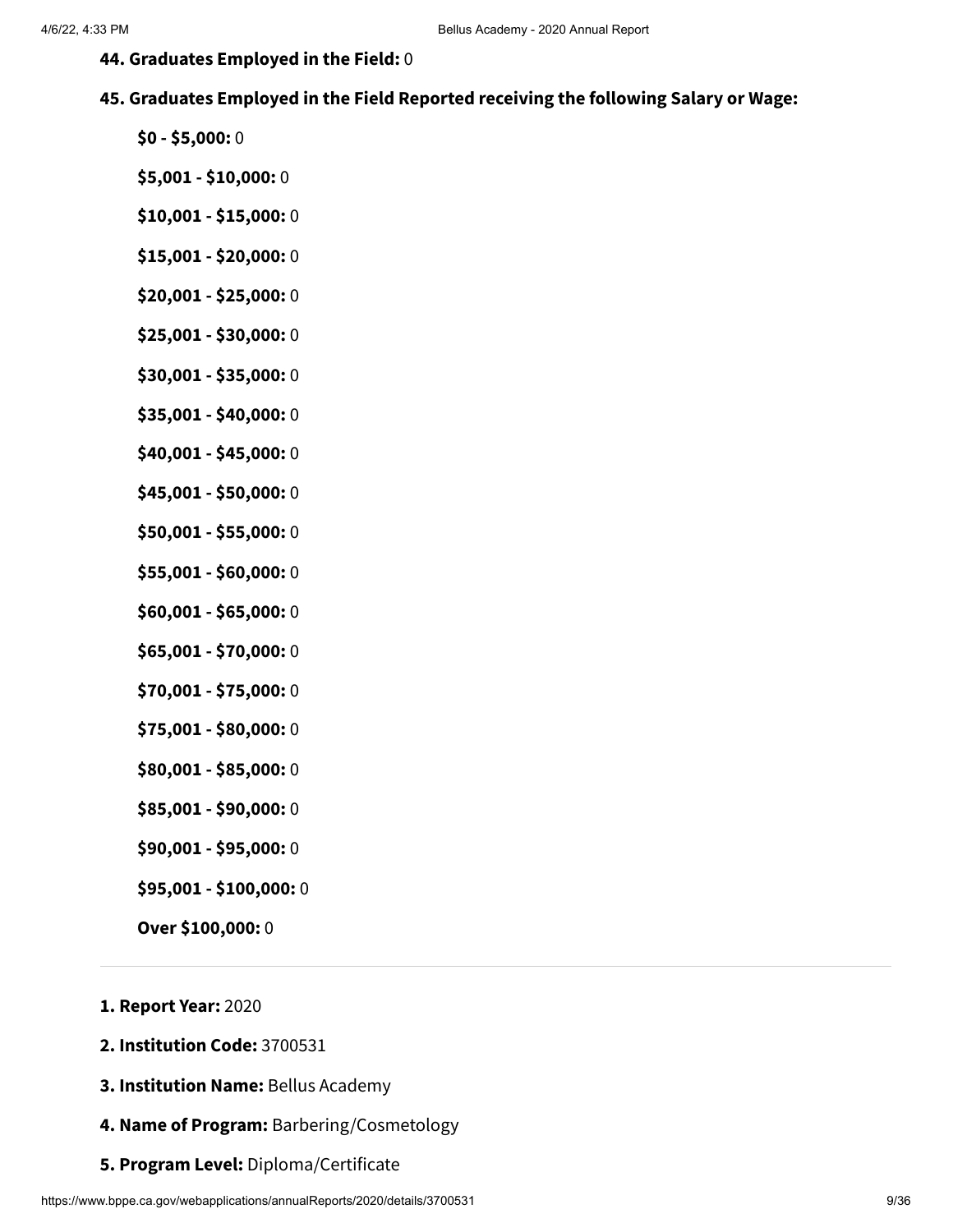**44. Graduates Employed in the Field:** 0

**45. Graduates Employed in the Field Reported receiving the following Salary or Wage:**

**$0 - $5,000:** 0

**$5,001 - $10,000:** 0

**$10,001 - $15,000:** 0

**$15,001 - $20,000:** 0

**$20,001 - $25,000:** 0

**$25,001 - $30,000:** 0

**$30,001 - $35,000:** 0

**$35,001 - $40,000:** 0

**$40,001 - $45,000:** 0

**$45,001 - $50,000:** 0

**$50,001 - $55,000:** 0

**$55,001 - $60,000:** 0

**$60,001 - $65,000:** 0

**$65,001 - $70,000:** 0

**$70,001 - $75,000:** 0

**$75,001 - $80,000:** 0

**$80,001 - $85,000:** 0

**$85,001 - $90,000:** 0

**$90,001 - $95,000:** 0

**$95,001 - $100,000:** 0

**Over $100,000:** 0

---

**1. Report Year:** 2020

**2. Institution Code:** 3700531

**3. Institution Name:** Bellus Academy

**4. Name of Program:** Barbering/Cosmetology

**5. Program Level:** Diploma/Certificate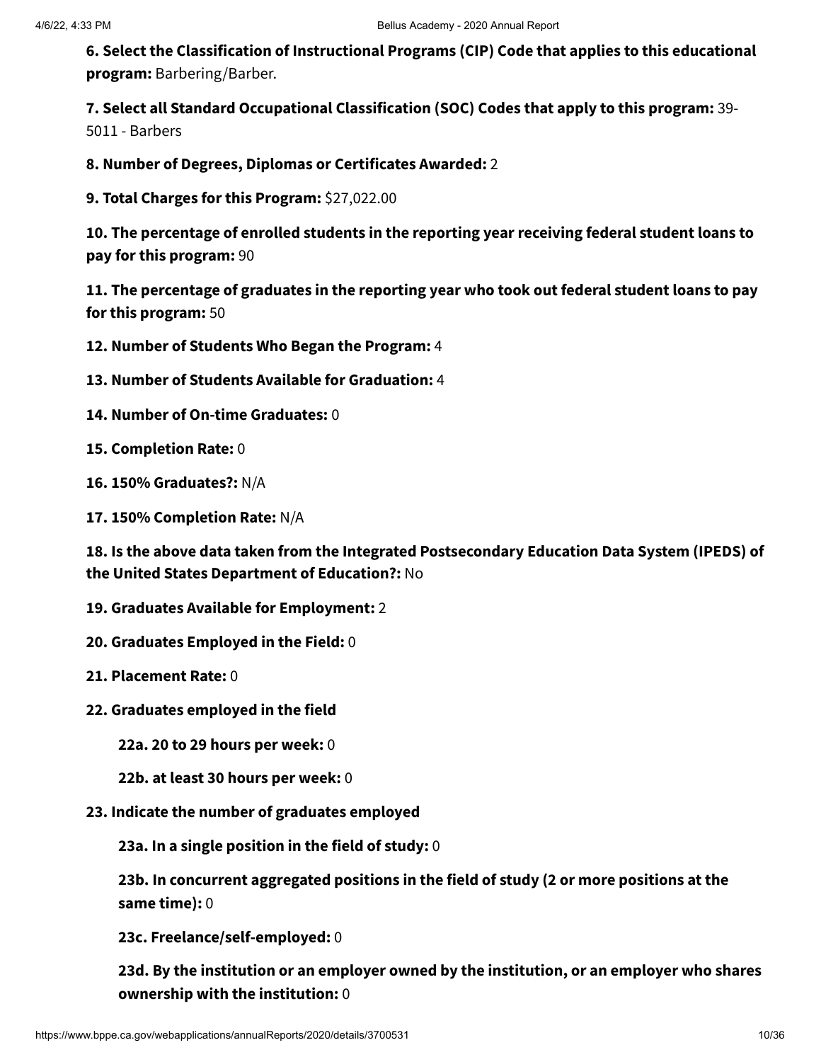**6. Select the Classification of Instructional Programs (CIP) Code that applies to this educational program:** Barbering/Barber.

**7. Select all Standard Occupational Classification (SOC) Codes that apply to this program:** 39-5011 - Barbers

**8. Number of Degrees, Diplomas or Certificates Awarded:** 2

**9. Total Charges for this Program:** $27,022.00

**10. The percentage of enrolled students in the reporting year receiving federal student loans to pay for this program:** 90

**11. The percentage of graduates in the reporting year who took out federal student loans to pay for this program:** 50

**12. Number of Students Who Began the Program:** 4

**13. Number of Students Available for Graduation:** 4

**14. Number of On-time Graduates:** 0

**15. Completion Rate:** 0

**16. 150% Graduates?:** N/A

**17. 150% Completion Rate:** N/A

**18. Is the above data taken from the Integrated Postsecondary Education Data System (IPEDS) of the United States Department of Education?:** No

**19. Graduates Available for Employment:** 2

**20. Graduates Employed in the Field:** 0

**21. Placement Rate:** 0

**22. Graduates employed in the field**

**22a. 20 to 29 hours per week:** 0

**22b. at least 30 hours per week:** 0

**23. Indicate the number of graduates employed**

**23a. In a single position in the field of study:** 0

**23b. In concurrent aggregated positions in the field of study (2 or more positions at the same time):** 0

**23c. Freelance/self-employed:** 0

**23d. By the institution or an employer owned by the institution, or an employer who shares ownership with the institution:** 0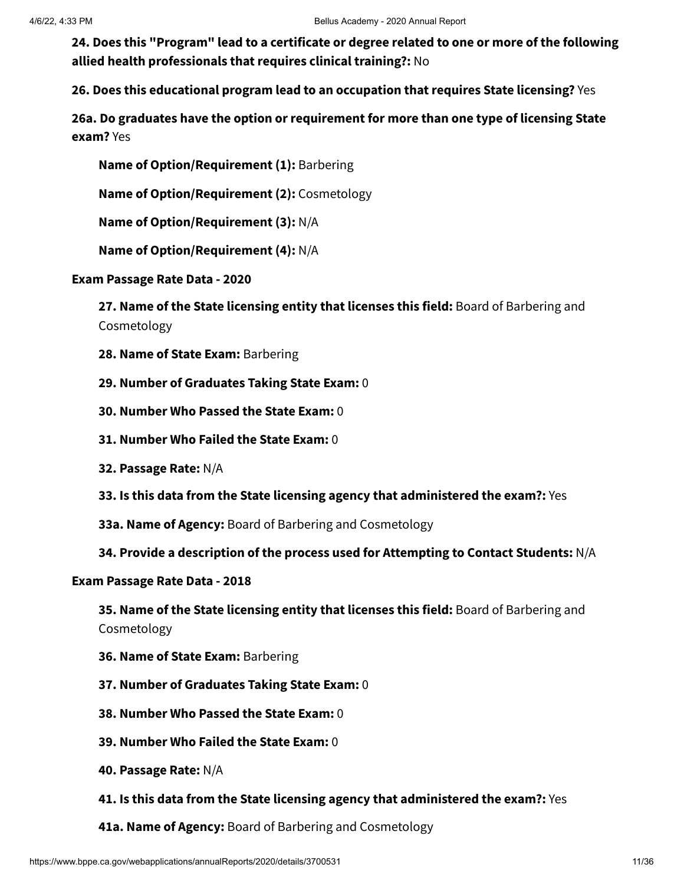**24. Does this "Program" lead to a certificate or degree related to one or more of the following allied health professionals that requires clinical training?:** No

**26. Does this educational program lead to an occupation that requires State licensing?** Yes

**26a. Do graduates have the option or requirement for more than one type of licensing State exam?** Yes

**Name of Option/Requirement (1):** Barbering

**Name of Option/Requirement (2):** Cosmetology

**Name of Option/Requirement (3):** N/A

**Name of Option/Requirement (4):** N/A

**Exam Passage Rate Data - 2020**

**27. Name of the State licensing entity that licenses this field:** Board of Barbering and Cosmetology

**28. Name of State Exam:** Barbering

**29. Number of Graduates Taking State Exam:** 0

**30. Number Who Passed the State Exam:** 0

**31. Number Who Failed the State Exam:** 0

**32. Passage Rate:** N/A

**33. Is this data from the State licensing agency that administered the exam?:** Yes

**33a. Name of Agency:** Board of Barbering and Cosmetology

**34. Provide a description of the process used for Attempting to Contact Students:** N/A

**Exam Passage Rate Data - 2018**

**35. Name of the State licensing entity that licenses this field:** Board of Barbering and Cosmetology

**36. Name of State Exam:** Barbering

**37. Number of Graduates Taking State Exam:** 0

**38. Number Who Passed the State Exam:** 0

**39. Number Who Failed the State Exam:** 0

**40. Passage Rate:** N/A

**41. Is this data from the State licensing agency that administered the exam?:** Yes

**41a. Name of Agency:** Board of Barbering and Cosmetology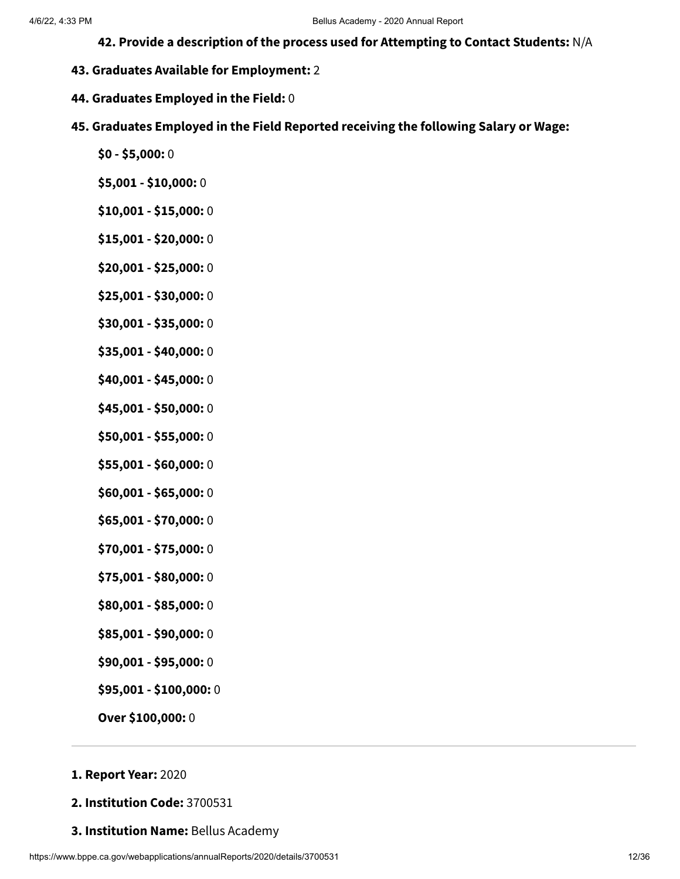**42. Provide a description of the process used for Attempting to Contact Students:** N/A

**43. Graduates Available for Employment:** 2

**44. Graduates Employed in the Field:** 0

**45. Graduates Employed in the Field Reported receiving the following Salary or Wage:**

**$0 - $5,000:** 0

**$5,001 - $10,000:** 0

**$10,001 - $15,000:** 0

**$15,001 - $20,000:** 0

**$20,001 - $25,000:** 0

**$25,001 - $30,000:** 0

**$30,001 - $35,000:** 0

**$35,001 - $40,000:** 0

**$40,001 - $45,000:** 0

**$45,001 - $50,000:** 0

**$50,001 - $55,000:** 0

**$55,001 - $60,000:** 0

**$60,001 - $65,000:** 0

**$65,001 - $70,000:** 0

**$70,001 - $75,000:** 0

**$75,001 - $80,000:** 0

**$80,001 - $85,000:** 0

**$85,001 - $90,000:** 0

**$90,001 - $95,000:** 0

**$95,001 - $100,000:** 0

**Over $100,000:** 0

---

**1. Report Year:** 2020

**2. Institution Code:** 3700531

**3. Institution Name:** Bellus Academy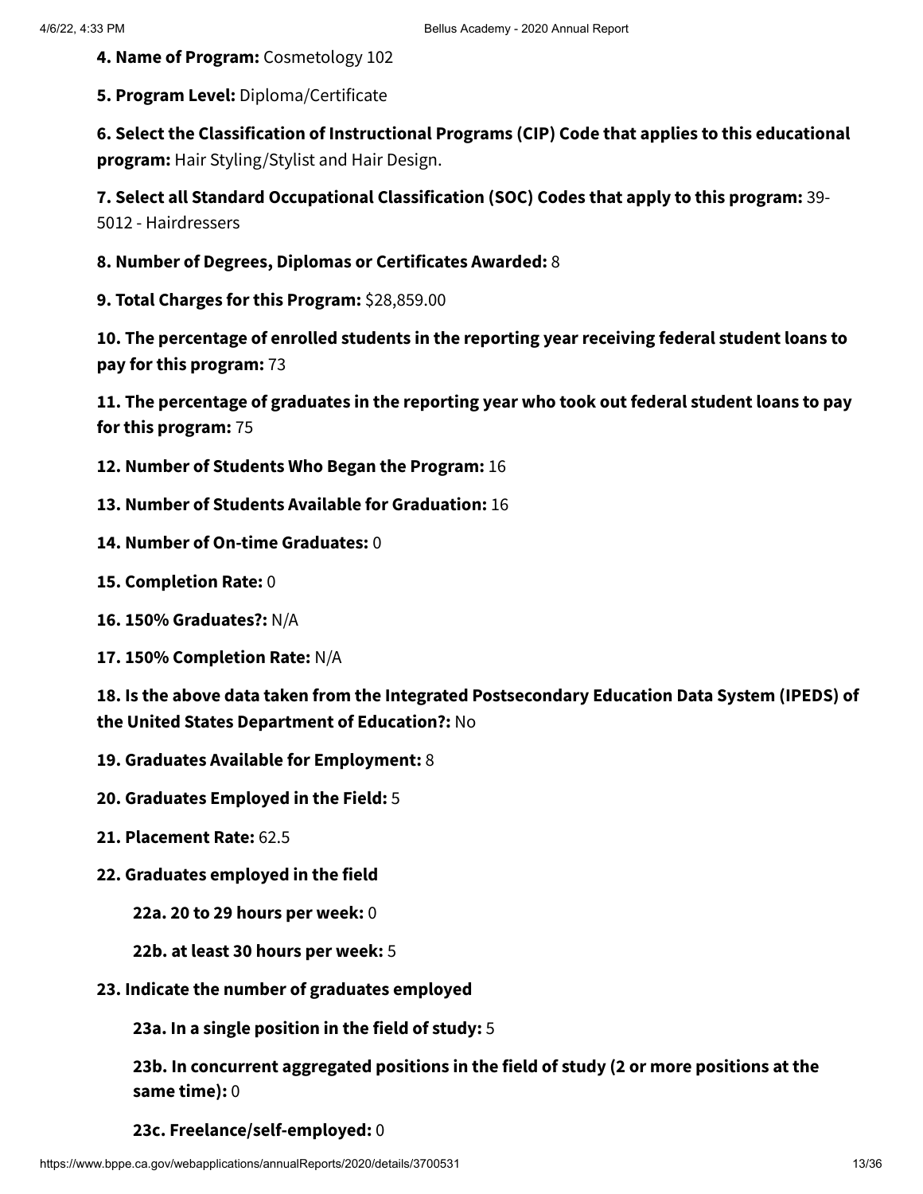**4. Name of Program:** Cosmetology 102

**5. Program Level:** Diploma/Certificate

**6. Select the Classification of Instructional Programs (CIP) Code that applies to this educational program:** Hair Styling/Stylist and Hair Design.

**7. Select all Standard Occupational Classification (SOC) Codes that apply to this program:** 39-5012 - Hairdressers

**8. Number of Degrees, Diplomas or Certificates Awarded:** 8

**9. Total Charges for this Program:** $28,859.00

**10. The percentage of enrolled students in the reporting year receiving federal student loans to pay for this program:** 73

**11. The percentage of graduates in the reporting year who took out federal student loans to pay for this program:** 75

**12. Number of Students Who Began the Program:** 16

**13. Number of Students Available for Graduation:** 16

**14. Number of On-time Graduates:** 0

**15. Completion Rate:** 0

**16. 150% Graduates?:** N/A

**17. 150% Completion Rate:** N/A

**18. Is the above data taken from the Integrated Postsecondary Education Data System (IPEDS) of the United States Department of Education?:** No

**19. Graduates Available for Employment:** 8

**20. Graduates Employed in the Field:** 5

**21. Placement Rate:** 62.5

**22. Graduates employed in the field**

- **22a. 20 to 29 hours per week:** 0
- **22b. at least 30 hours per week:** 5

**23. Indicate the number of graduates employed**

- **23a. In a single position in the field of study:** 5
- **23b. In concurrent aggregated positions in the field of study (2 or more positions at the same time):** 0
- **23c. Freelance/self-employed:** 0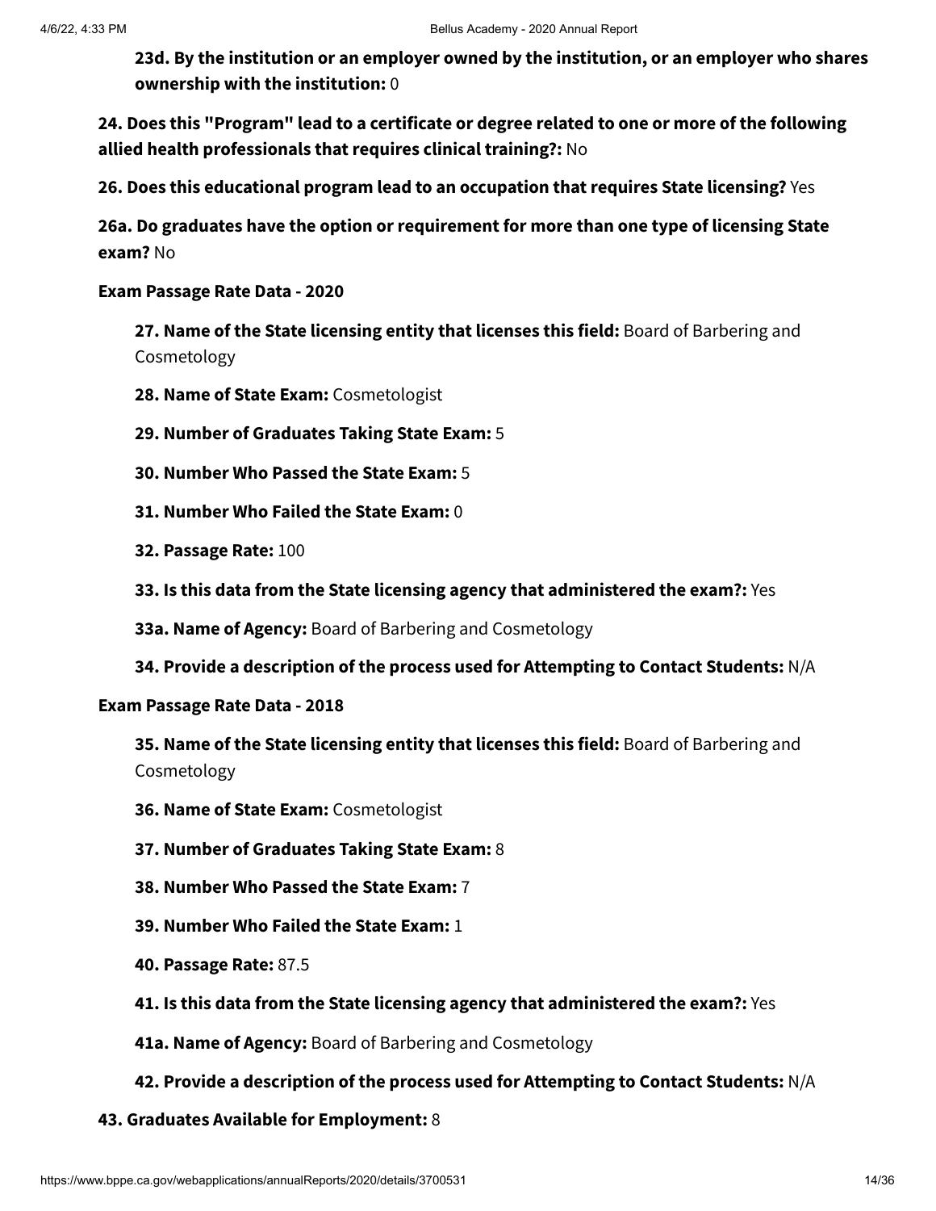**23d. By the institution or an employer owned by the institution, or an employer who shares ownership with the institution:** 0

**24. Does this "Program" lead to a certificate or degree related to one or more of the following allied health professionals that requires clinical training?:** No

**26. Does this educational program lead to an occupation that requires State licensing?** Yes

**26a. Do graduates have the option or requirement for more than one type of licensing State exam?** No

**Exam Passage Rate Data - 2020**

**27. Name of the State licensing entity that licenses this field:** Board of Barbering and Cosmetology

**28. Name of State Exam:** Cosmetologist

**29. Number of Graduates Taking State Exam:** 5

**30. Number Who Passed the State Exam:** 5

**31. Number Who Failed the State Exam:** 0

**32. Passage Rate:** 100

**33. Is this data from the State licensing agency that administered the exam?:** Yes

**33a. Name of Agency:** Board of Barbering and Cosmetology

**34. Provide a description of the process used for Attempting to Contact Students:** N/A

**Exam Passage Rate Data - 2018**

**35. Name of the State licensing entity that licenses this field:** Board of Barbering and Cosmetology

**36. Name of State Exam:** Cosmetologist

**37. Number of Graduates Taking State Exam:** 8

**38. Number Who Passed the State Exam:** 7

**39. Number Who Failed the State Exam:** 1

**40. Passage Rate:** 87.5

**41. Is this data from the State licensing agency that administered the exam?:** Yes

**41a. Name of Agency:** Board of Barbering and Cosmetology

**42. Provide a description of the process used for Attempting to Contact Students:** N/A

**43. Graduates Available for Employment:** 8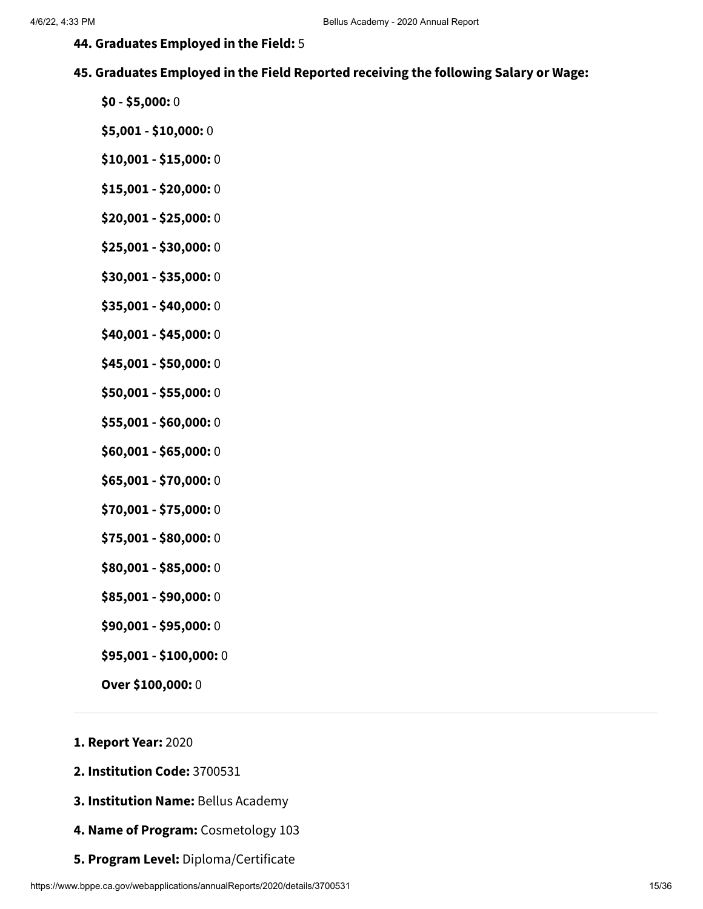**44. Graduates Employed in the Field:** 5

**45. Graduates Employed in the Field Reported receiving the following Salary or Wage:**

**$0 - $5,000:** 0

**$5,001 - $10,000:** 0

**$10,001 - $15,000:** 0

**$15,001 - $20,000:** 0

**$20,001 - $25,000:** 0

**$25,001 - $30,000:** 0

**$30,001 - $35,000:** 0

**$35,001 - $40,000:** 0

**$40,001 - $45,000:** 0

**$45,001 - $50,000:** 0

**$50,001 - $55,000:** 0

**$55,001 - $60,000:** 0

**$60,001 - $65,000:** 0

**$65,001 - $70,000:** 0

**$70,001 - $75,000:** 0

**$75,001 - $80,000:** 0

**$80,001 - $85,000:** 0

**$85,001 - $90,000:** 0

**$90,001 - $95,000:** 0

**$95,001 - $100,000:** 0

**Over $100,000:** 0

---

**1. Report Year:** 2020

**2. Institution Code:** 3700531

**3. Institution Name:** Bellus Academy

**4. Name of Program:** Cosmetology 103

**5. Program Level:** Diploma/Certificate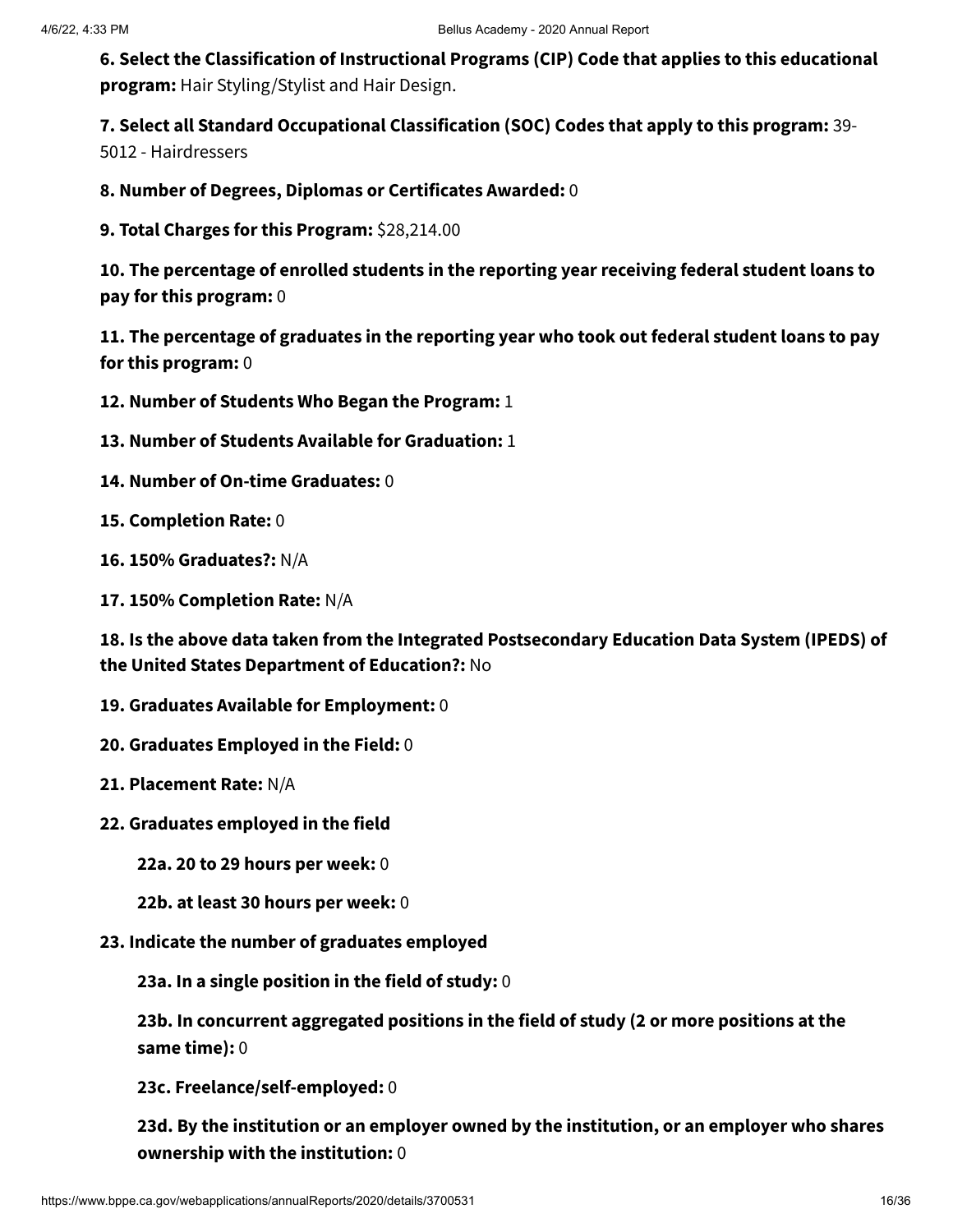**6. Select the Classification of Instructional Programs (CIP) Code that applies to this educational program:** Hair Styling/Stylist and Hair Design.

**7. Select all Standard Occupational Classification (SOC) Codes that apply to this program:** 39-5012 - Hairdressers

**8. Number of Degrees, Diplomas or Certificates Awarded:** 0

**9. Total Charges for this Program:** $28,214.00

**10. The percentage of enrolled students in the reporting year receiving federal student loans to pay for this program:** 0

**11. The percentage of graduates in the reporting year who took out federal student loans to pay for this program:** 0

**12. Number of Students Who Began the Program:** 1

**13. Number of Students Available for Graduation:** 1

**14. Number of On-time Graduates:** 0

**15. Completion Rate:** 0

**16. 150% Graduates?:** N/A

**17. 150% Completion Rate:** N/A

**18. Is the above data taken from the Integrated Postsecondary Education Data System (IPEDS) of the United States Department of Education?:** No

**19. Graduates Available for Employment:** 0

**20. Graduates Employed in the Field:** 0

**21. Placement Rate:** N/A

**22. Graduates employed in the field**

**22a. 20 to 29 hours per week:** 0

**22b. at least 30 hours per week:** 0

**23. Indicate the number of graduates employed**

**23a. In a single position in the field of study:** 0

**23b. In concurrent aggregated positions in the field of study (2 or more positions at the same time):** 0

**23c. Freelance/self-employed:** 0

**23d. By the institution or an employer owned by the institution, or an employer who shares ownership with the institution:** 0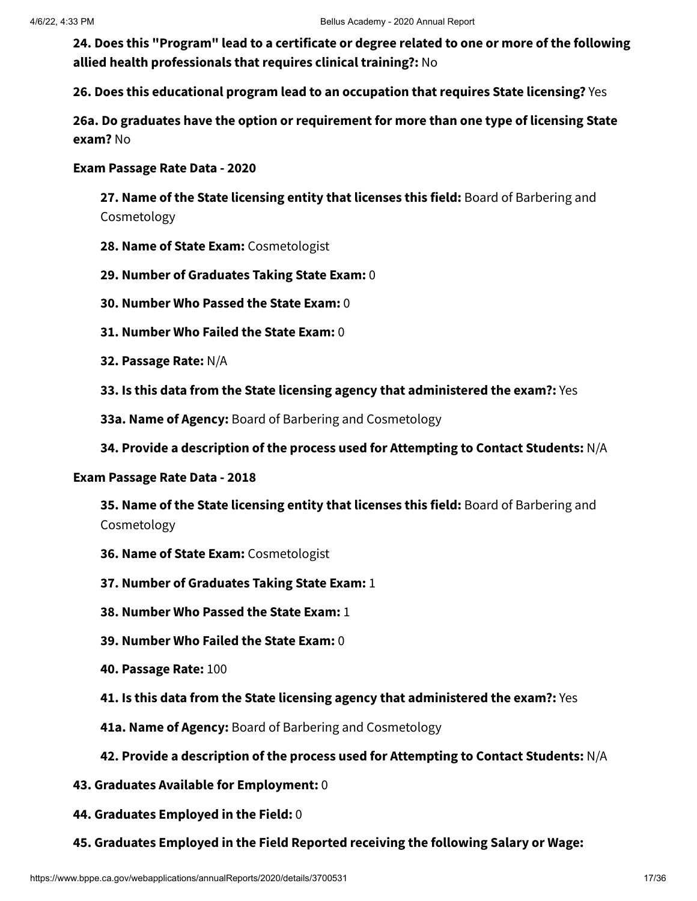**24. Does this "Program" lead to a certificate or degree related to one or more of the following allied health professionals that requires clinical training?:** No

**26. Does this educational program lead to an occupation that requires State licensing?** Yes

**26a. Do graduates have the option or requirement for more than one type of licensing State exam?** No

**Exam Passage Rate Data - 2020**

> **27. Name of the State licensing entity that licenses this field:** Board of Barbering and Cosmetology
>
> **28. Name of State Exam:** Cosmetologist
>
> **29. Number of Graduates Taking State Exam:** 0
>
> **30. Number Who Passed the State Exam:** 0
>
> **31. Number Who Failed the State Exam:** 0
>
> **32. Passage Rate:** N/A
>
> **33. Is this data from the State licensing agency that administered the exam?:** Yes
>
> **33a. Name of Agency:** Board of Barbering and Cosmetology
>
> **34. Provide a description of the process used for Attempting to Contact Students:** N/A

**Exam Passage Rate Data - 2018**

> **35. Name of the State licensing entity that licenses this field:** Board of Barbering and Cosmetology
>
> **36. Name of State Exam:** Cosmetologist
>
> **37. Number of Graduates Taking State Exam:** 1
>
> **38. Number Who Passed the State Exam:** 1
>
> **39. Number Who Failed the State Exam:** 0
>
> **40. Passage Rate:** 100
>
> **41. Is this data from the State licensing agency that administered the exam?:** Yes
>
> **41a. Name of Agency:** Board of Barbering and Cosmetology
>
> **42. Provide a description of the process used for Attempting to Contact Students:** N/A

**43. Graduates Available for Employment:** 0

**44. Graduates Employed in the Field:** 0

**45. Graduates Employed in the Field Reported receiving the following Salary or Wage:**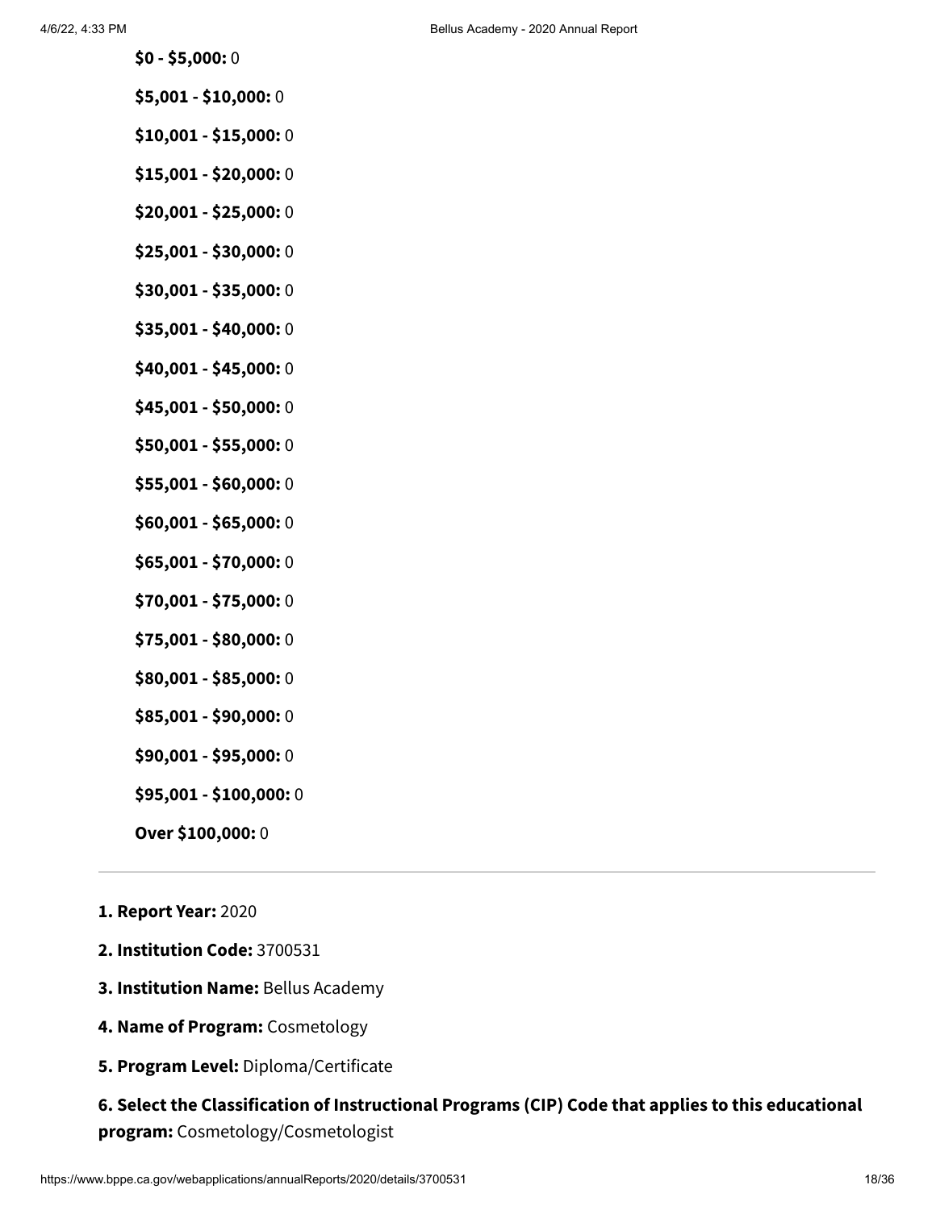**$0 - $5,000:** 0

**$5,001 - $10,000:** 0

**$10,001 - $15,000:** 0

**$15,001 - $20,000:** 0

**$20,001 - $25,000:** 0

**$25,001 - $30,000:** 0

**$30,001 - $35,000:** 0

**$35,001 - $40,000:** 0

**$40,001 - $45,000:** 0

**$45,001 - $50,000:** 0

**$50,001 - $55,000:** 0

**$55,001 - $60,000:** 0

**$60,001 - $65,000:** 0

**$65,001 - $70,000:** 0

**$70,001 - $75,000:** 0

**$75,001 - $80,000:** 0

**$80,001 - $85,000:** 0

**$85,001 - $90,000:** 0

**$90,001 - $95,000:** 0

**$95,001 - $100,000:** 0

**Over $100,000:** 0

---

**1. Report Year:** 2020

**2. Institution Code:** 3700531

**3. Institution Name:** Bellus Academy

**4. Name of Program:** Cosmetology

**5. Program Level:** Diploma/Certificate

**6. Select the Classification of Instructional Programs (CIP) Code that applies to this educational program:** Cosmetology/Cosmetologist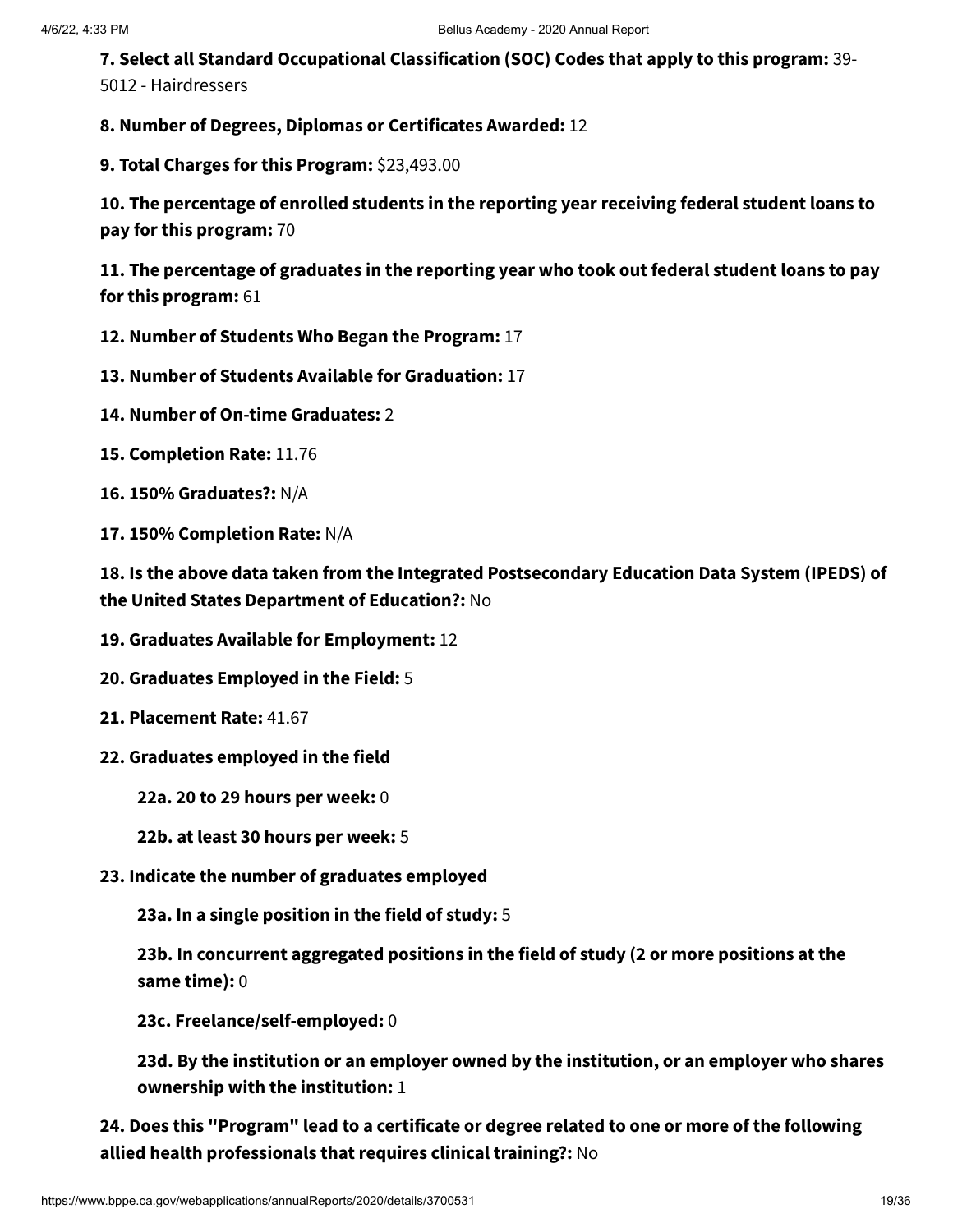**7. Select all Standard Occupational Classification (SOC) Codes that apply to this program:** 39-5012 - Hairdressers

**8. Number of Degrees, Diplomas or Certificates Awarded:** 12

**9. Total Charges for this Program:** $23,493.00

**10. The percentage of enrolled students in the reporting year receiving federal student loans to pay for this program:** 70

**11. The percentage of graduates in the reporting year who took out federal student loans to pay for this program:** 61

**12. Number of Students Who Began the Program:** 17

**13. Number of Students Available for Graduation:** 17

**14. Number of On-time Graduates:** 2

**15. Completion Rate:** 11.76

**16. 150% Graduates?:** N/A

**17. 150% Completion Rate:** N/A

**18. Is the above data taken from the Integrated Postsecondary Education Data System (IPEDS) of the United States Department of Education?:** No

**19. Graduates Available for Employment:** 12

**20. Graduates Employed in the Field:** 5

**21. Placement Rate:** 41.67

**22. Graduates employed in the field**

> **22a. 20 to 29 hours per week:** 0
>
> **22b. at least 30 hours per week:** 5

**23. Indicate the number of graduates employed**

> **23a. In a single position in the field of study:** 5
>
> **23b. In concurrent aggregated positions in the field of study (2 or more positions at the same time):** 0
>
> **23c. Freelance/self-employed:** 0
>
> **23d. By the institution or an employer owned by the institution, or an employer who shares ownership with the institution:** 1

**24. Does this "Program" lead to a certificate or degree related to one or more of the following allied health professionals that requires clinical training?:** No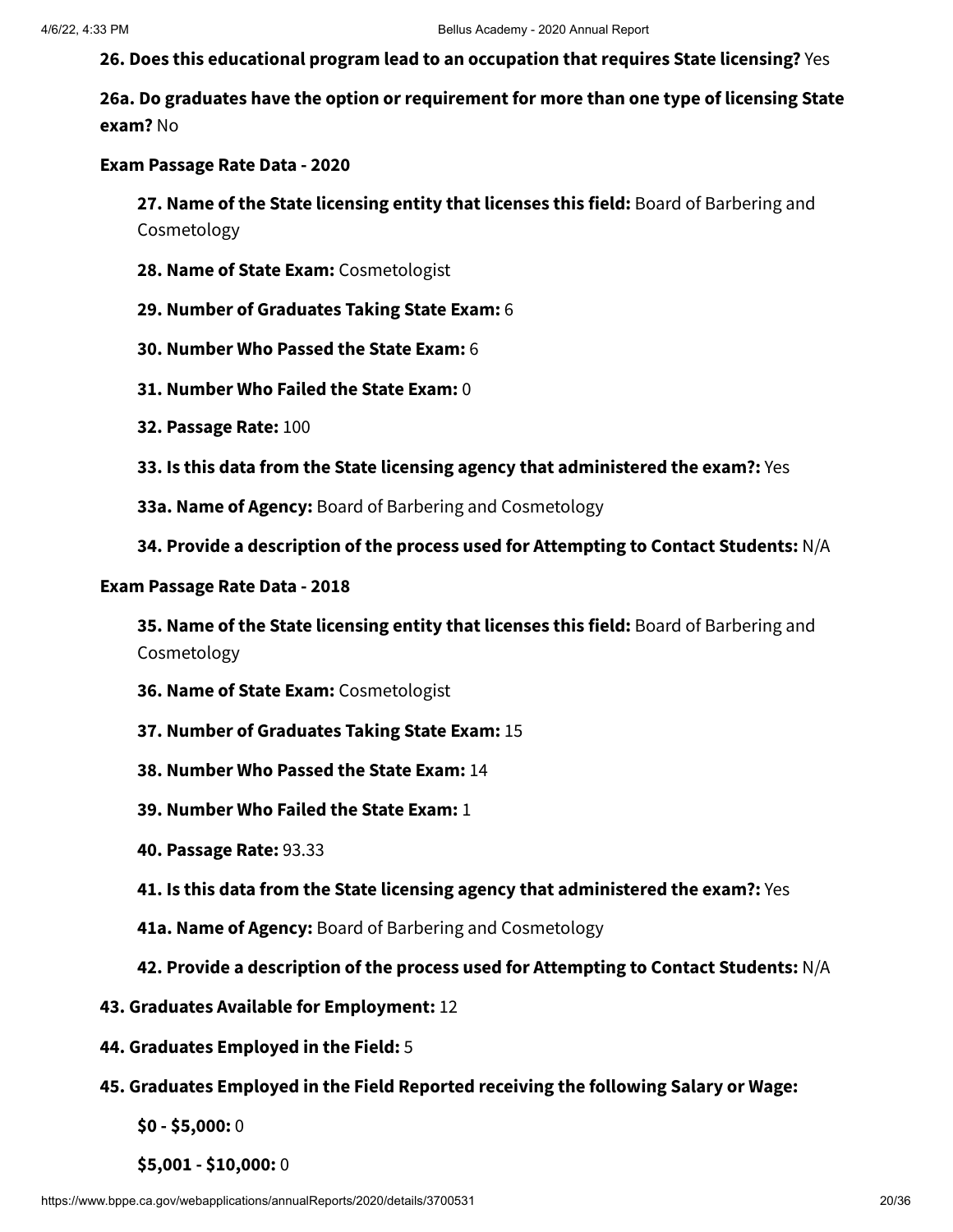**26. Does this educational program lead to an occupation that requires State licensing?** Yes

**26a. Do graduates have the option or requirement for more than one type of licensing State exam?** No

**Exam Passage Rate Data - 2020**

- **27. Name of the State licensing entity that licenses this field:** Board of Barbering and Cosmetology
- **28. Name of State Exam:** Cosmetologist
- **29. Number of Graduates Taking State Exam:** 6
- **30. Number Who Passed the State Exam:** 6
- **31. Number Who Failed the State Exam:** 0
- **32. Passage Rate:** 100
- **33. Is this data from the State licensing agency that administered the exam?:** Yes
- **33a. Name of Agency:** Board of Barbering and Cosmetology
- **34. Provide a description of the process used for Attempting to Contact Students:** N/A

**Exam Passage Rate Data - 2018**

- **35. Name of the State licensing entity that licenses this field:** Board of Barbering and Cosmetology
- **36. Name of State Exam:** Cosmetologist
- **37. Number of Graduates Taking State Exam:** 15
- **38. Number Who Passed the State Exam:** 14
- **39. Number Who Failed the State Exam:** 1
- **40. Passage Rate:** 93.33
- **41. Is this data from the State licensing agency that administered the exam?:** Yes
- **41a. Name of Agency:** Board of Barbering and Cosmetology
- **42. Provide a description of the process used for Attempting to Contact Students:** N/A

**43. Graduates Available for Employment:** 12

**44. Graduates Employed in the Field:** 5

**45. Graduates Employed in the Field Reported receiving the following Salary or Wage:**

- **$0 - $5,000:** 0
- **$5,001 - $10,000:** 0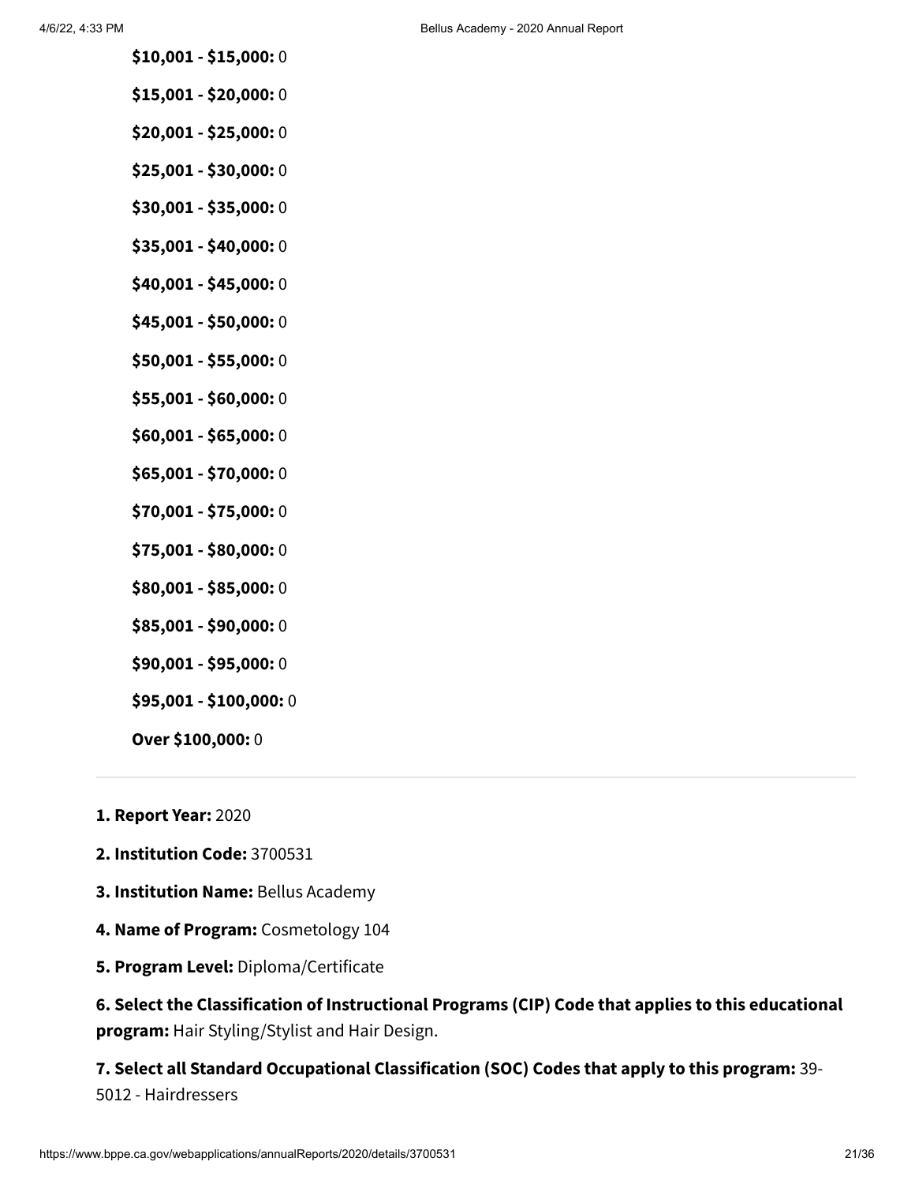**$10,001 - $15,000:** 0

**$15,001 - $20,000:** 0

**$20,001 - $25,000:** 0

**$25,001 - $30,000:** 0

**$30,001 - $35,000:** 0

**$35,001 - $40,000:** 0

**$40,001 - $45,000:** 0

**$45,001 - $50,000:** 0

**$50,001 - $55,000:** 0

**$55,001 - $60,000:** 0

**$60,001 - $65,000:** 0

**$65,001 - $70,000:** 0

**$70,001 - $75,000:** 0

**$75,001 - $80,000:** 0

**$80,001 - $85,000:** 0

**$85,001 - $90,000:** 0

**$90,001 - $95,000:** 0

**$95,001 - $100,000:** 0

**Over $100,000:** 0

---

**1. Report Year:** 2020

**2. Institution Code:** 3700531

**3. Institution Name:** Bellus Academy

**4. Name of Program:** Cosmetology 104

**5. Program Level:** Diploma/Certificate

**6. Select the Classification of Instructional Programs (CIP) Code that applies to this educational program:** Hair Styling/Stylist and Hair Design.

**7. Select all Standard Occupational Classification (SOC) Codes that apply to this program:** 39-5012 - Hairdressers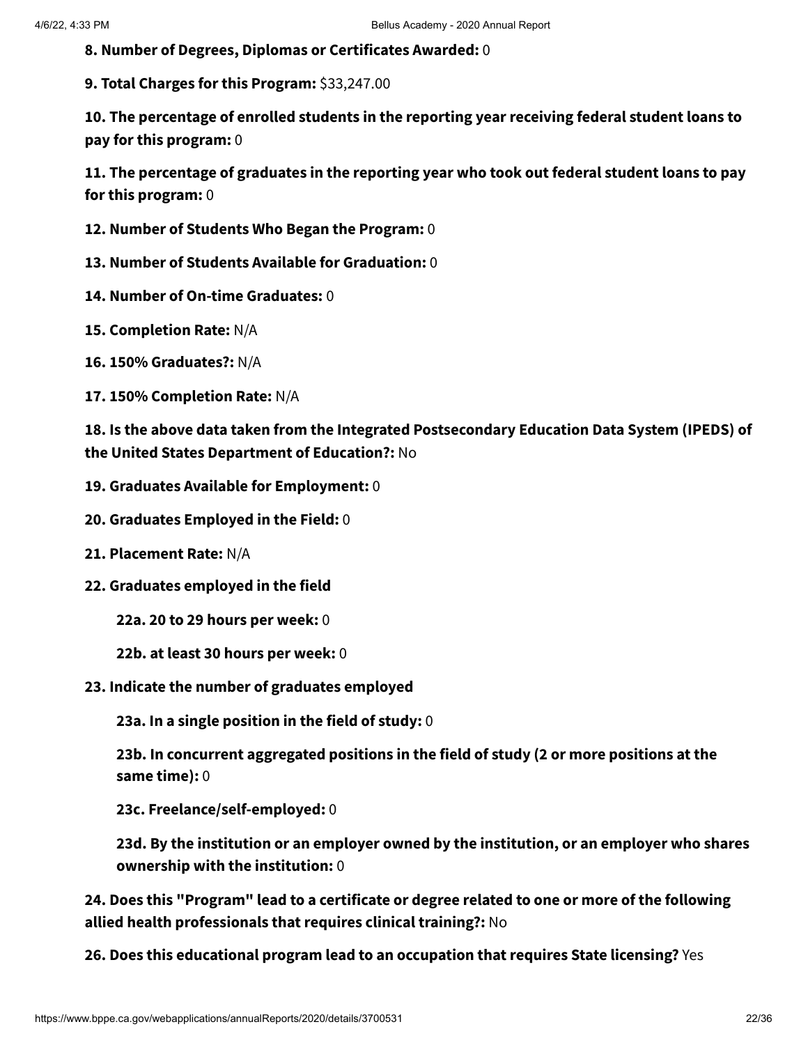**8. Number of Degrees, Diplomas or Certificates Awarded:** 0

**9. Total Charges for this Program:** $33,247.00

**10. The percentage of enrolled students in the reporting year receiving federal student loans to pay for this program:** 0

**11. The percentage of graduates in the reporting year who took out federal student loans to pay for this program:** 0

**12. Number of Students Who Began the Program:** 0

**13. Number of Students Available for Graduation:** 0

**14. Number of On-time Graduates:** 0

**15. Completion Rate:** N/A

**16. 150% Graduates?:** N/A

**17. 150% Completion Rate:** N/A

**18. Is the above data taken from the Integrated Postsecondary Education Data System (IPEDS) of the United States Department of Education?:** No

**19. Graduates Available for Employment:** 0

**20. Graduates Employed in the Field:** 0

**21. Placement Rate:** N/A

**22. Graduates employed in the field**

- **22a. 20 to 29 hours per week:** 0
- **22b. at least 30 hours per week:** 0

**23. Indicate the number of graduates employed**

- **23a. In a single position in the field of study:** 0
- **23b. In concurrent aggregated positions in the field of study (2 or more positions at the same time):** 0
- **23c. Freelance/self-employed:** 0
- **23d. By the institution or an employer owned by the institution, or an employer who shares ownership with the institution:** 0

**24. Does this "Program" lead to a certificate or degree related to one or more of the following allied health professionals that requires clinical training?:** No

**26. Does this educational program lead to an occupation that requires State licensing?** Yes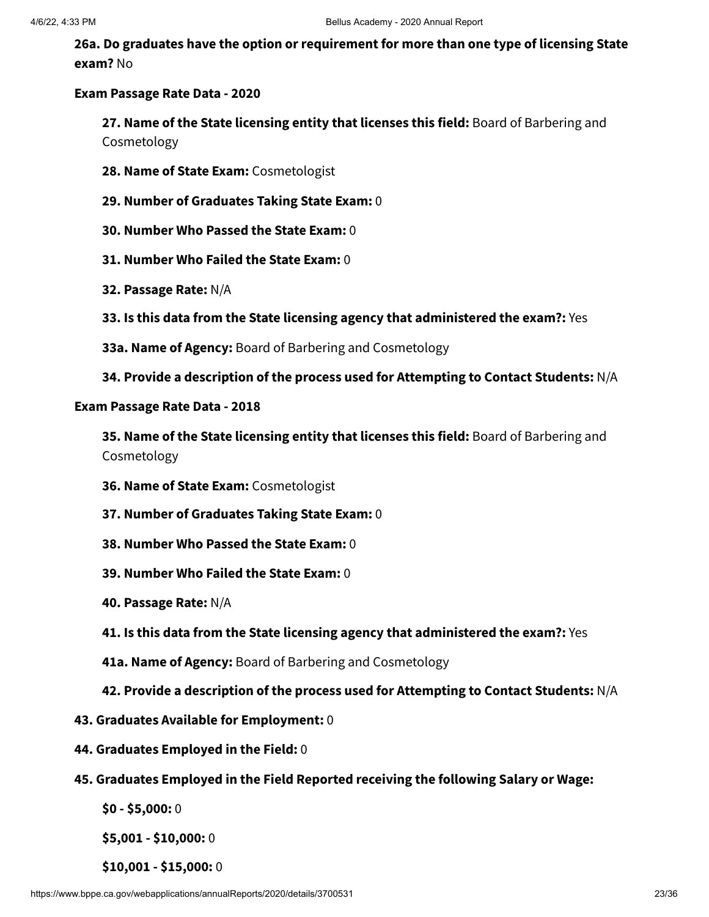**26a. Do graduates have the option or requirement for more than one type of licensing State exam?** No

**Exam Passage Rate Data - 2020**

- **27. Name of the State licensing entity that licenses this field:** Board of Barbering and Cosmetology
- **28. Name of State Exam:** Cosmetologist
- **29. Number of Graduates Taking State Exam:** 0
- **30. Number Who Passed the State Exam:** 0
- **31. Number Who Failed the State Exam:** 0
- **32. Passage Rate:** N/A
- **33. Is this data from the State licensing agency that administered the exam?:** Yes
- **33a. Name of Agency:** Board of Barbering and Cosmetology
- **34. Provide a description of the process used for Attempting to Contact Students:** N/A

**Exam Passage Rate Data - 2018**

- **35. Name of the State licensing entity that licenses this field:** Board of Barbering and Cosmetology
- **36. Name of State Exam:** Cosmetologist
- **37. Number of Graduates Taking State Exam:** 0
- **38. Number Who Passed the State Exam:** 0
- **39. Number Who Failed the State Exam:** 0
- **40. Passage Rate:** N/A
- **41. Is this data from the State licensing agency that administered the exam?:** Yes
- **41a. Name of Agency:** Board of Barbering and Cosmetology
- **42. Provide a description of the process used for Attempting to Contact Students:** N/A

**43. Graduates Available for Employment:** 0

**44. Graduates Employed in the Field:** 0

**45. Graduates Employed in the Field Reported receiving the following Salary or Wage:**

- **$0 - $5,000:** 0
- **$5,001 - $10,000:** 0
- **$10,001 - $15,000:** 0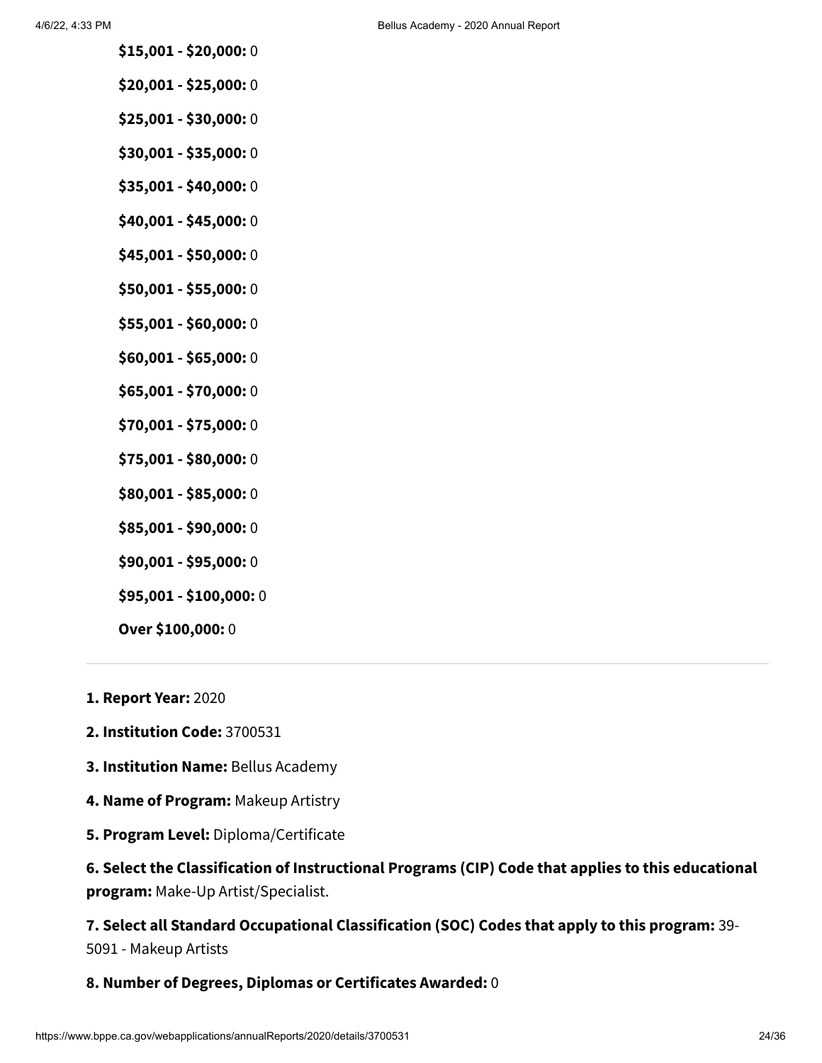**$15,001 - $20,000:** 0

**$20,001 - $25,000:** 0

**$25,001 - $30,000:** 0

**$30,001 - $35,000:** 0

**$35,001 - $40,000:** 0

**$40,001 - $45,000:** 0

**$45,001 - $50,000:** 0

**$50,001 - $55,000:** 0

**$55,001 - $60,000:** 0

**$60,001 - $65,000:** 0

**$65,001 - $70,000:** 0

**$70,001 - $75,000:** 0

**$75,001 - $80,000:** 0

**$80,001 - $85,000:** 0

**$85,001 - $90,000:** 0

**$90,001 - $95,000:** 0

**$95,001 - $100,000:** 0

**Over $100,000:** 0

---

**1. Report Year:** 2020

**2. Institution Code:** 3700531

**3. Institution Name:** Bellus Academy

**4. Name of Program:** Makeup Artistry

**5. Program Level:** Diploma/Certificate

**6. Select the Classification of Instructional Programs (CIP) Code that applies to this educational program:** Make-Up Artist/Specialist.

**7. Select all Standard Occupational Classification (SOC) Codes that apply to this program:** 39-5091 - Makeup Artists

**8. Number of Degrees, Diplomas or Certificates Awarded:** 0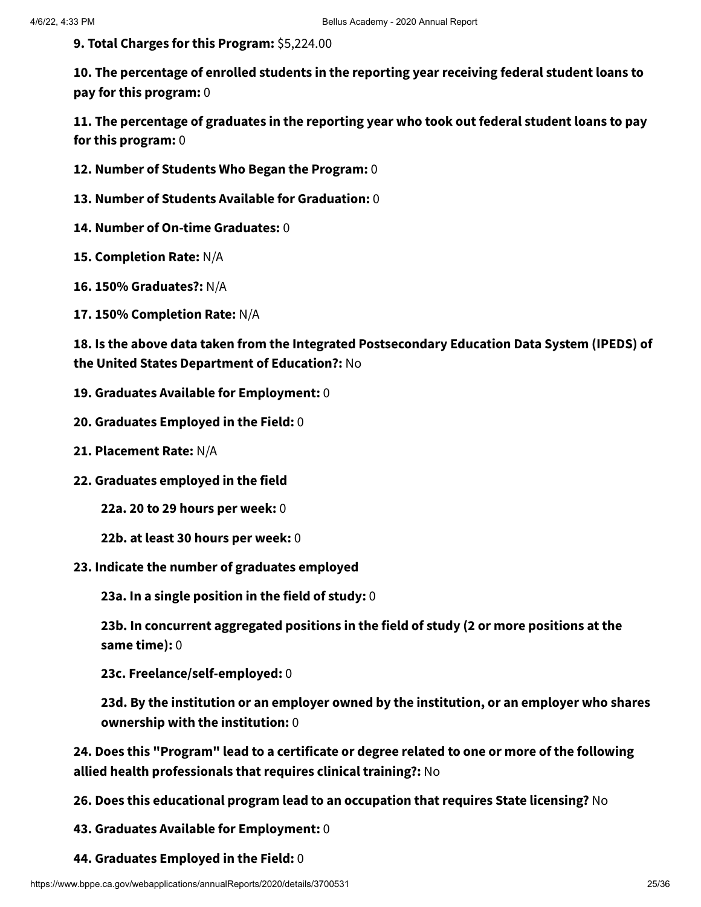**9. Total Charges for this Program:** $5,224.00

**10. The percentage of enrolled students in the reporting year receiving federal student loans to pay for this program:** 0

**11. The percentage of graduates in the reporting year who took out federal student loans to pay for this program:** 0

**12. Number of Students Who Began the Program:** 0

**13. Number of Students Available for Graduation:** 0

**14. Number of On-time Graduates:** 0

**15. Completion Rate:** N/A

**16. 150% Graduates?:** N/A

**17. 150% Completion Rate:** N/A

**18. Is the above data taken from the Integrated Postsecondary Education Data System (IPEDS) of the United States Department of Education?:** No

**19. Graduates Available for Employment:** 0

**20. Graduates Employed in the Field:** 0

**21. Placement Rate:** N/A

**22. Graduates employed in the field**

- **22a. 20 to 29 hours per week:** 0
- **22b. at least 30 hours per week:** 0

**23. Indicate the number of graduates employed**

- **23a. In a single position in the field of study:** 0
- **23b. In concurrent aggregated positions in the field of study (2 or more positions at the same time):** 0
- **23c. Freelance/self-employed:** 0
- **23d. By the institution or an employer owned by the institution, or an employer who shares ownership with the institution:** 0

**24. Does this "Program" lead to a certificate or degree related to one or more of the following allied health professionals that requires clinical training?:** No

**26. Does this educational program lead to an occupation that requires State licensing?** No

**43. Graduates Available for Employment:** 0

**44. Graduates Employed in the Field:** 0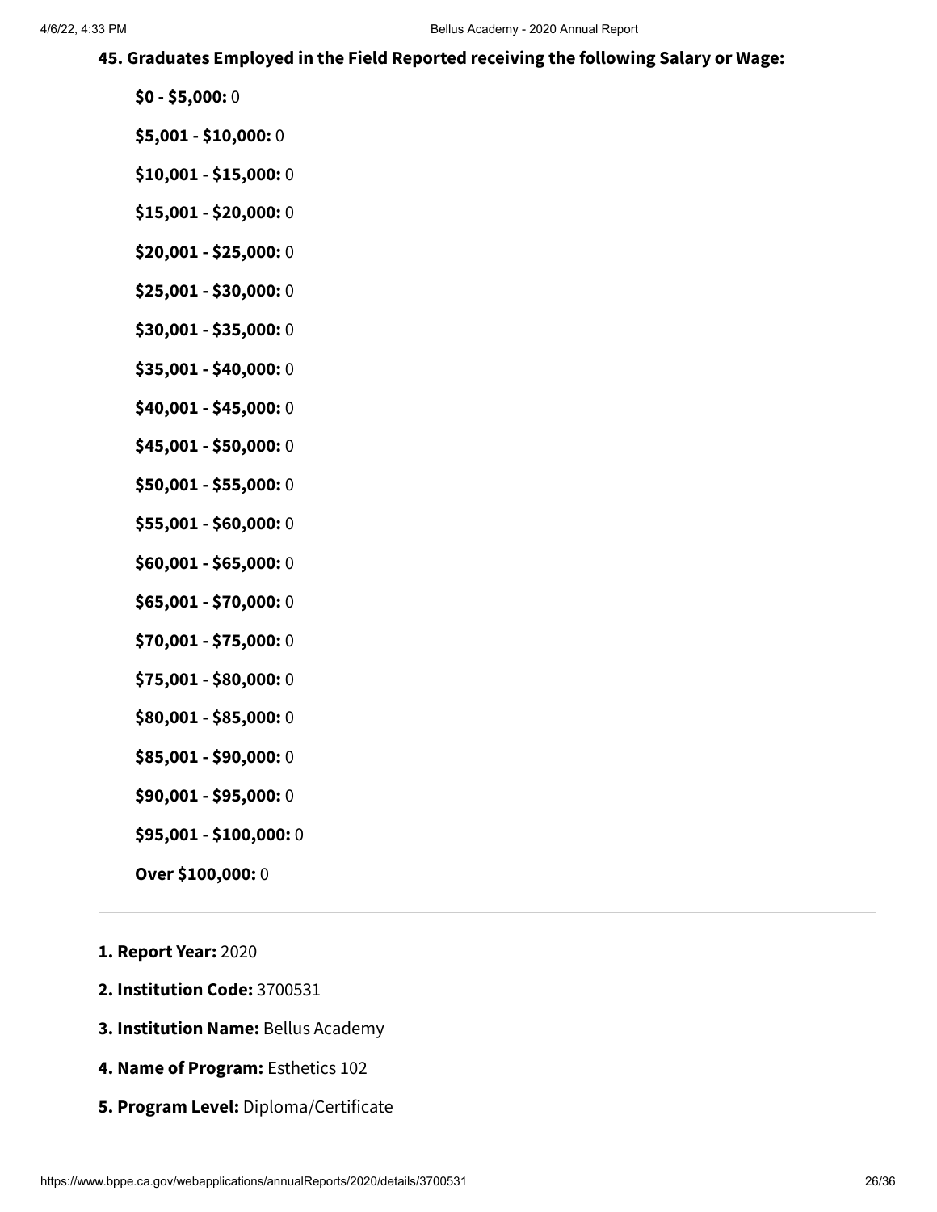**45. Graduates Employed in the Field Reported receiving the following Salary or Wage:**

**$0 - $5,000:** 0

**$5,001 - $10,000:** 0

**$10,001 - $15,000:** 0

**$15,001 - $20,000:** 0

**$20,001 - $25,000:** 0

**$25,001 - $30,000:** 0

**$30,001 - $35,000:** 0

**$35,001 - $40,000:** 0

**$40,001 - $45,000:** 0

**$45,001 - $50,000:** 0

**$50,001 - $55,000:** 0

**$55,001 - $60,000:** 0

**$60,001 - $65,000:** 0

**$65,001 - $70,000:** 0

**$70,001 - $75,000:** 0

**$75,001 - $80,000:** 0

**$80,001 - $85,000:** 0

**$85,001 - $90,000:** 0

**$90,001 - $95,000:** 0

**$95,001 - $100,000:** 0

**Over $100,000:** 0

---

**1. Report Year:** 2020

**2. Institution Code:** 3700531

**3. Institution Name:** Bellus Academy

**4. Name of Program:** Esthetics 102

**5. Program Level:** Diploma/Certificate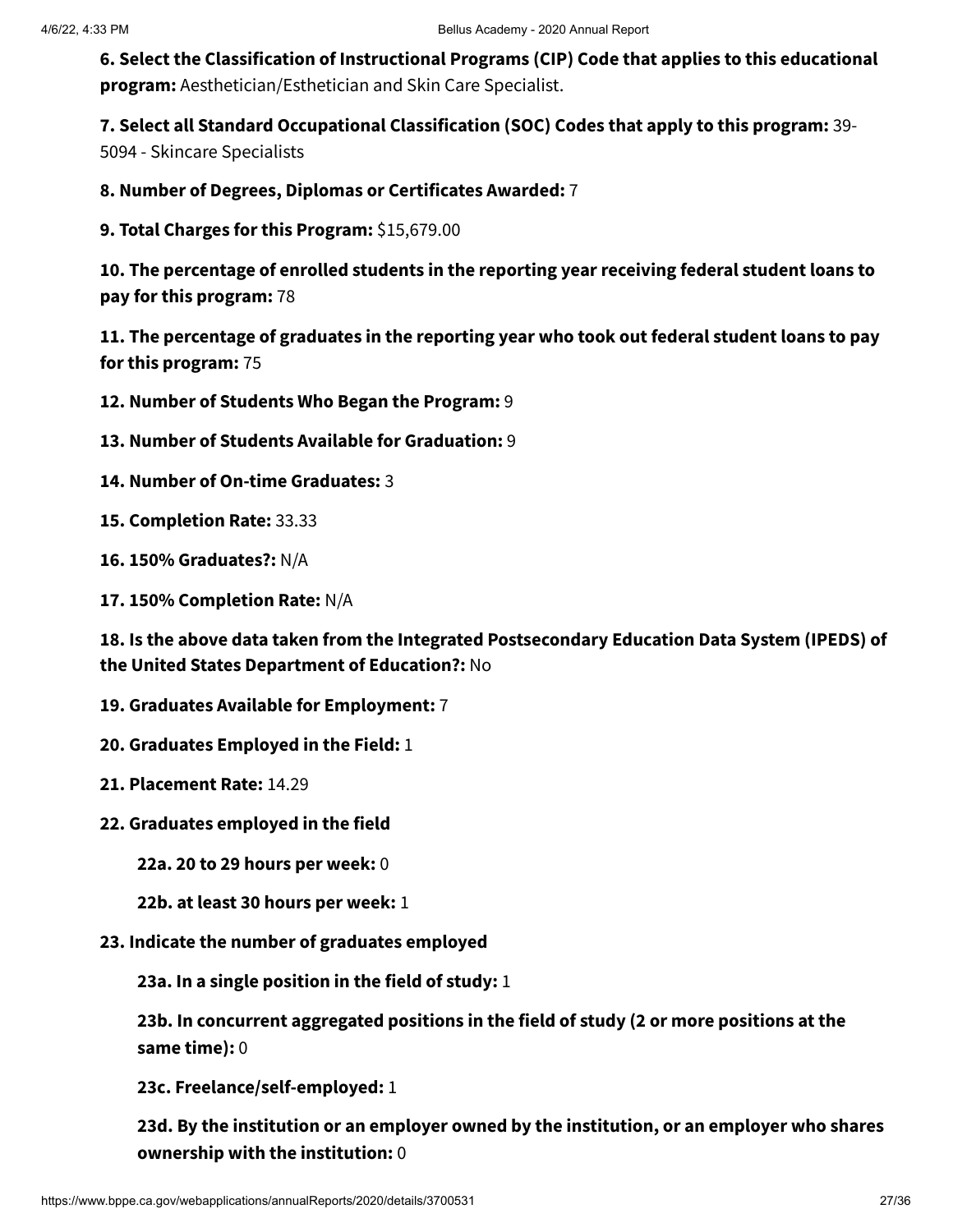**6. Select the Classification of Instructional Programs (CIP) Code that applies to this educational program:** Aesthetician/Esthetician and Skin Care Specialist.

**7. Select all Standard Occupational Classification (SOC) Codes that apply to this program:** 39-5094 - Skincare Specialists

**8. Number of Degrees, Diplomas or Certificates Awarded:** 7

**9. Total Charges for this Program:** $15,679.00

**10. The percentage of enrolled students in the reporting year receiving federal student loans to pay for this program:** 78

**11. The percentage of graduates in the reporting year who took out federal student loans to pay for this program:** 75

**12. Number of Students Who Began the Program:** 9

**13. Number of Students Available for Graduation:** 9

**14. Number of On-time Graduates:** 3

**15. Completion Rate:** 33.33

**16. 150% Graduates?:** N/A

**17. 150% Completion Rate:** N/A

**18. Is the above data taken from the Integrated Postsecondary Education Data System (IPEDS) of the United States Department of Education?:** No

**19. Graduates Available for Employment:** 7

**20. Graduates Employed in the Field:** 1

**21. Placement Rate:** 14.29

**22. Graduates employed in the field**

> **22a. 20 to 29 hours per week:** 0
>
> **22b. at least 30 hours per week:** 1

**23. Indicate the number of graduates employed**

> **23a. In a single position in the field of study:** 1
>
> **23b. In concurrent aggregated positions in the field of study (2 or more positions at the same time):** 0
>
> **23c. Freelance/self-employed:** 1
>
> **23d. By the institution or an employer owned by the institution, or an employer who shares ownership with the institution:** 0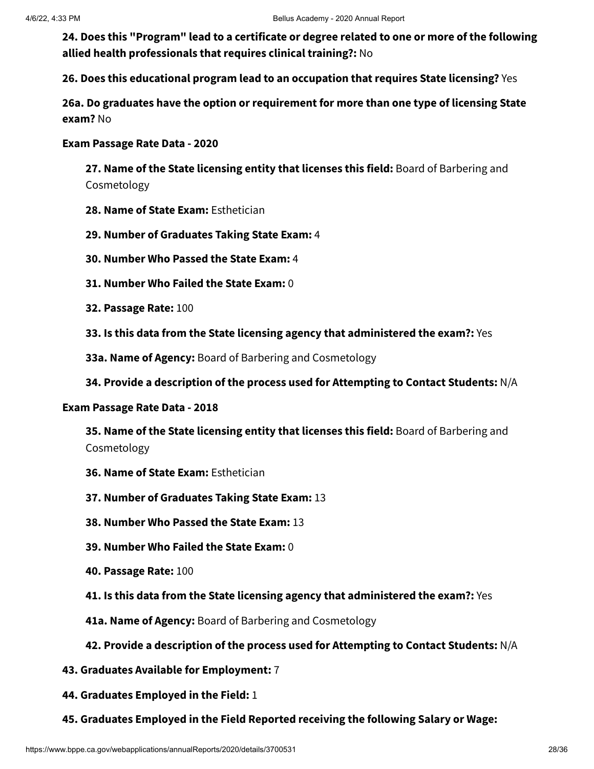**24. Does this "Program" lead to a certificate or degree related to one or more of the following allied health professionals that requires clinical training?:** No

**26. Does this educational program lead to an occupation that requires State licensing?** Yes

**26a. Do graduates have the option or requirement for more than one type of licensing State exam?** No

**Exam Passage Rate Data - 2020**

**27. Name of the State licensing entity that licenses this field:** Board of Barbering and Cosmetology

**28. Name of State Exam:** Esthetician

**29. Number of Graduates Taking State Exam:** 4

**30. Number Who Passed the State Exam:** 4

**31. Number Who Failed the State Exam:** 0

**32. Passage Rate:** 100

**33. Is this data from the State licensing agency that administered the exam?:** Yes

**33a. Name of Agency:** Board of Barbering and Cosmetology

**34. Provide a description of the process used for Attempting to Contact Students:** N/A

**Exam Passage Rate Data - 2018**

**35. Name of the State licensing entity that licenses this field:** Board of Barbering and Cosmetology

**36. Name of State Exam:** Esthetician

**37. Number of Graduates Taking State Exam:** 13

**38. Number Who Passed the State Exam:** 13

**39. Number Who Failed the State Exam:** 0

**40. Passage Rate:** 100

**41. Is this data from the State licensing agency that administered the exam?:** Yes

**41a. Name of Agency:** Board of Barbering and Cosmetology

**42. Provide a description of the process used for Attempting to Contact Students:** N/A

**43. Graduates Available for Employment:** 7

**44. Graduates Employed in the Field:** 1

**45. Graduates Employed in the Field Reported receiving the following Salary or Wage:**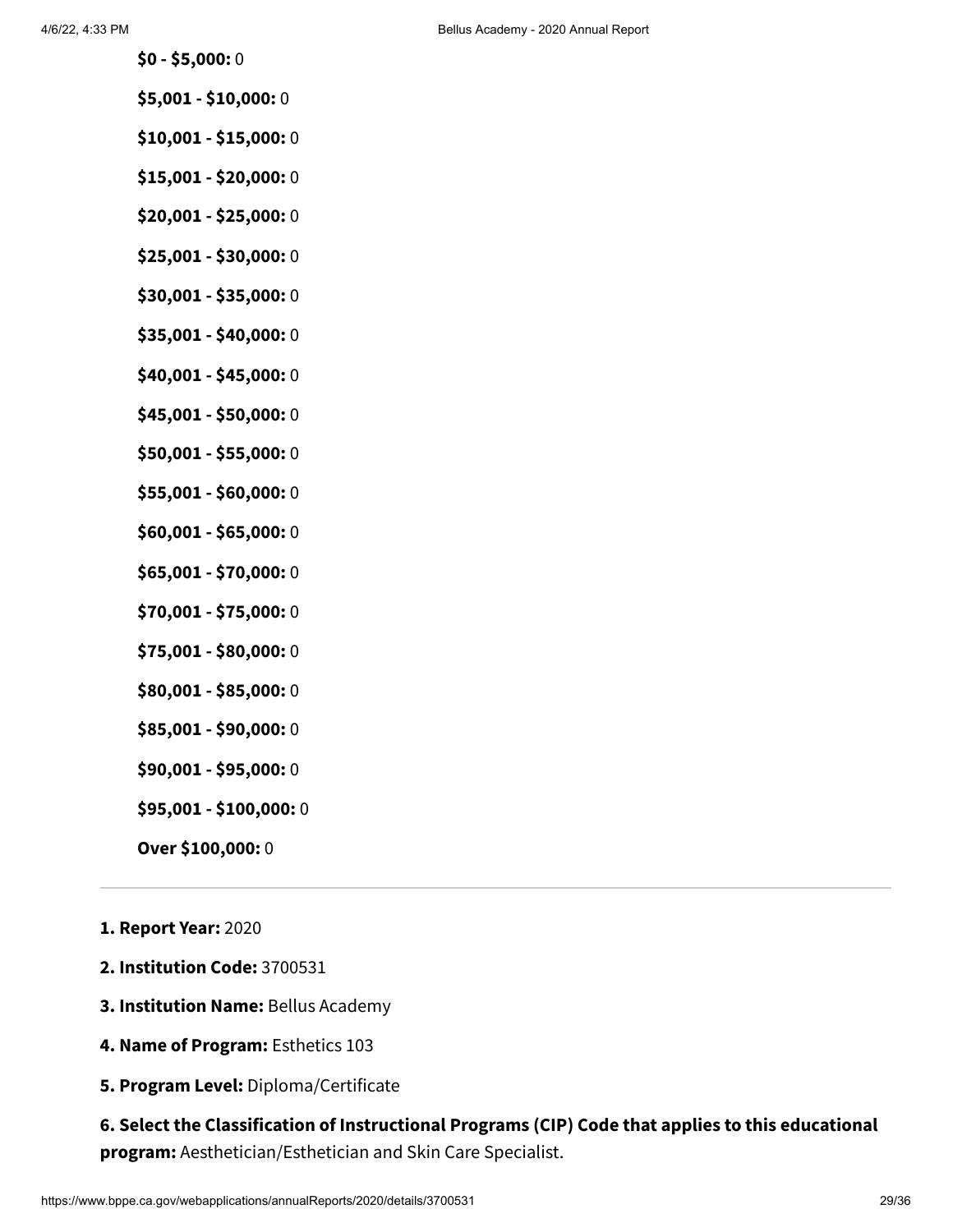**$0 - $5,000:** 0

**$5,001 - $10,000:** 0

**$10,001 - $15,000:** 0

**$15,001 - $20,000:** 0

**$20,001 - $25,000:** 0

**$25,001 - $30,000:** 0

**$30,001 - $35,000:** 0

**$35,001 - $40,000:** 0

**$40,001 - $45,000:** 0

**$45,001 - $50,000:** 0

**$50,001 - $55,000:** 0

**$55,001 - $60,000:** 0

**$60,001 - $65,000:** 0

**$65,001 - $70,000:** 0

**$70,001 - $75,000:** 0

**$75,001 - $80,000:** 0

**$80,001 - $85,000:** 0

**$85,001 - $90,000:** 0

**$90,001 - $95,000:** 0

**$95,001 - $100,000:** 0

**Over $100,000:** 0

---

**1. Report Year:** 2020

**2. Institution Code:** 3700531

**3. Institution Name:** Bellus Academy

**4. Name of Program:** Esthetics 103

**5. Program Level:** Diploma/Certificate

**6. Select the Classification of Instructional Programs (CIP) Code that applies to this educational program:** Aesthetician/Esthetician and Skin Care Specialist.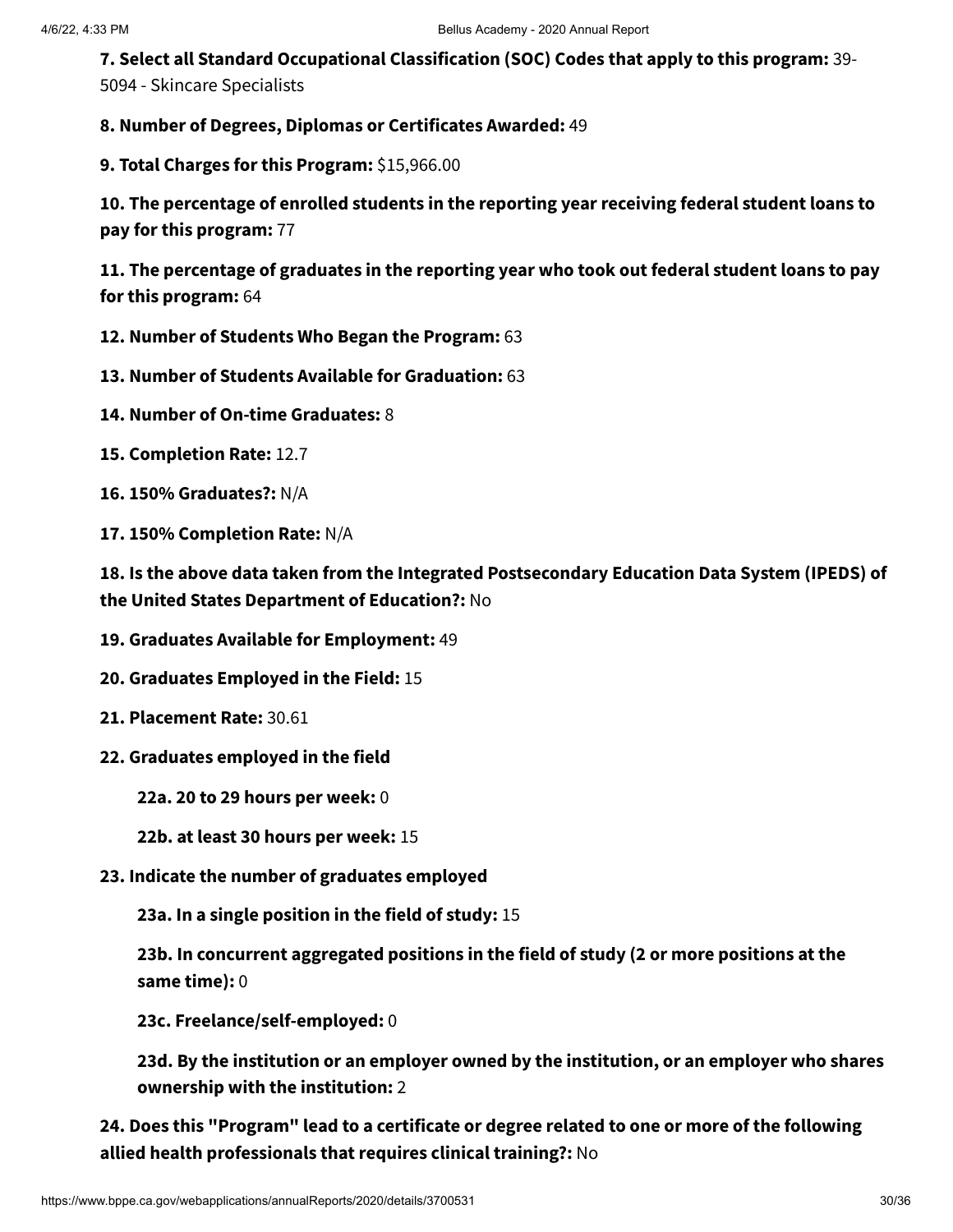**7. Select all Standard Occupational Classification (SOC) Codes that apply to this program:** 39-5094 - Skincare Specialists

**8. Number of Degrees, Diplomas or Certificates Awarded:** 49

**9. Total Charges for this Program:** $15,966.00

**10. The percentage of enrolled students in the reporting year receiving federal student loans to pay for this program:** 77

**11. The percentage of graduates in the reporting year who took out federal student loans to pay for this program:** 64

**12. Number of Students Who Began the Program:** 63

**13. Number of Students Available for Graduation:** 63

**14. Number of On-time Graduates:** 8

**15. Completion Rate:** 12.7

**16. 150% Graduates?:** N/A

**17. 150% Completion Rate:** N/A

**18. Is the above data taken from the Integrated Postsecondary Education Data System (IPEDS) of the United States Department of Education?:** No

**19. Graduates Available for Employment:** 49

**20. Graduates Employed in the Field:** 15

**21. Placement Rate:** 30.61

**22. Graduates employed in the field**

- **22a. 20 to 29 hours per week:** 0
- **22b. at least 30 hours per week:** 15

**23. Indicate the number of graduates employed**

- **23a. In a single position in the field of study:** 15
- **23b. In concurrent aggregated positions in the field of study (2 or more positions at the same time):** 0
- **23c. Freelance/self-employed:** 0
- **23d. By the institution or an employer owned by the institution, or an employer who shares ownership with the institution:** 2

**24. Does this "Program" lead to a certificate or degree related to one or more of the following allied health professionals that requires clinical training?:** No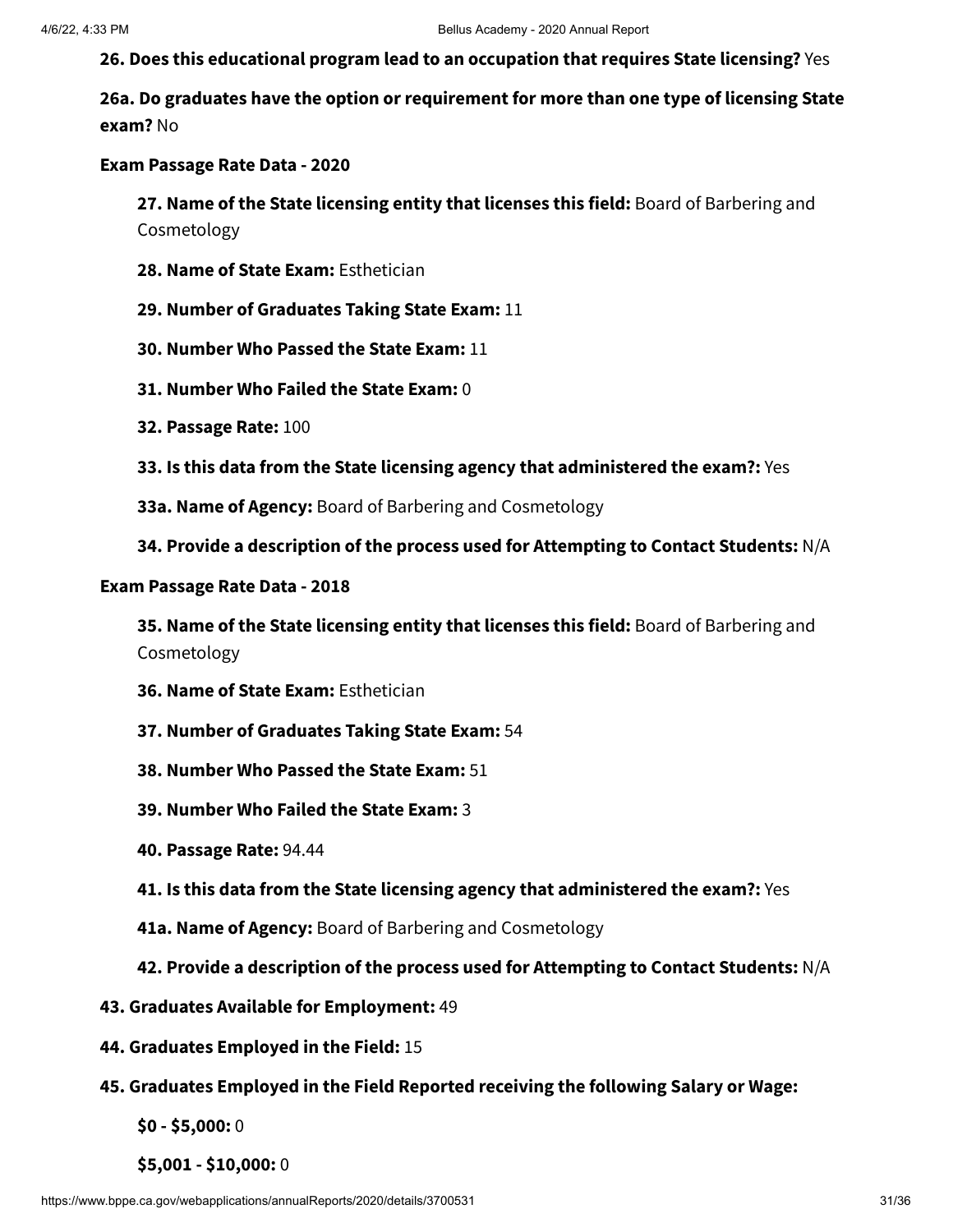**26. Does this educational program lead to an occupation that requires State licensing?** Yes

**26a. Do graduates have the option or requirement for more than one type of licensing State exam?** No

**Exam Passage Rate Data - 2020**

**27. Name of the State licensing entity that licenses this field:** Board of Barbering and Cosmetology

**28. Name of State Exam:** Esthetician

**29. Number of Graduates Taking State Exam:** 11

**30. Number Who Passed the State Exam:** 11

**31. Number Who Failed the State Exam:** 0

**32. Passage Rate:** 100

**33. Is this data from the State licensing agency that administered the exam?:** Yes

**33a. Name of Agency:** Board of Barbering and Cosmetology

**34. Provide a description of the process used for Attempting to Contact Students:** N/A

**Exam Passage Rate Data - 2018**

**35. Name of the State licensing entity that licenses this field:** Board of Barbering and Cosmetology

**36. Name of State Exam:** Esthetician

**37. Number of Graduates Taking State Exam:** 54

**38. Number Who Passed the State Exam:** 51

**39. Number Who Failed the State Exam:** 3

**40. Passage Rate:** 94.44

**41. Is this data from the State licensing agency that administered the exam?:** Yes

**41a. Name of Agency:** Board of Barbering and Cosmetology

**42. Provide a description of the process used for Attempting to Contact Students:** N/A

**43. Graduates Available for Employment:** 49

**44. Graduates Employed in the Field:** 15

**45. Graduates Employed in the Field Reported receiving the following Salary or Wage:**

**$0 - $5,000:** 0

**$5,001 - $10,000:** 0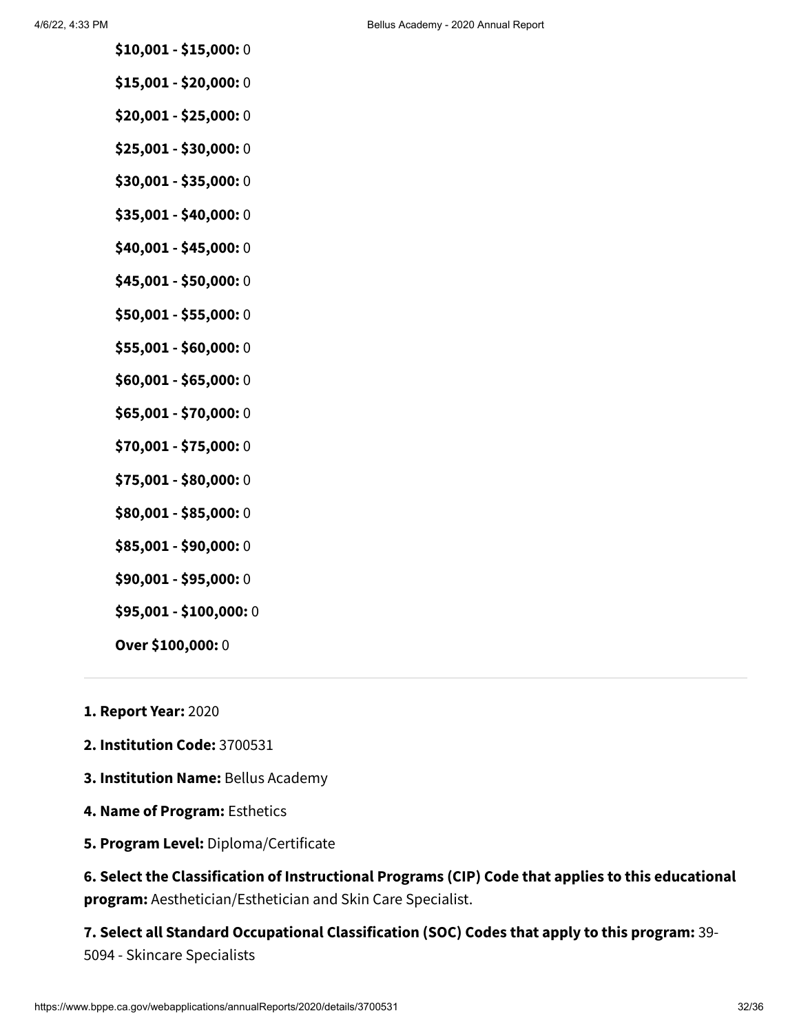**$10,001 - $15,000:** 0

**$15,001 - $20,000:** 0

**$20,001 - $25,000:** 0

**$25,001 - $30,000:** 0

**$30,001 - $35,000:** 0

**$35,001 - $40,000:** 0

**$40,001 - $45,000:** 0

**$45,001 - $50,000:** 0

**$50,001 - $55,000:** 0

**$55,001 - $60,000:** 0

**$60,001 - $65,000:** 0

**$65,001 - $70,000:** 0

**$70,001 - $75,000:** 0

**$75,001 - $80,000:** 0

**$80,001 - $85,000:** 0

**$85,001 - $90,000:** 0

**$90,001 - $95,000:** 0

**$95,001 - $100,000:** 0

**Over $100,000:** 0

---

**1. Report Year:** 2020

**2. Institution Code:** 3700531

**3. Institution Name:** Bellus Academy

**4. Name of Program:** Esthetics

**5. Program Level:** Diploma/Certificate

**6. Select the Classification of Instructional Programs (CIP) Code that applies to this educational program:** Aesthetician/Esthetician and Skin Care Specialist.

**7. Select all Standard Occupational Classification (SOC) Codes that apply to this program:** 39-5094 - Skincare Specialists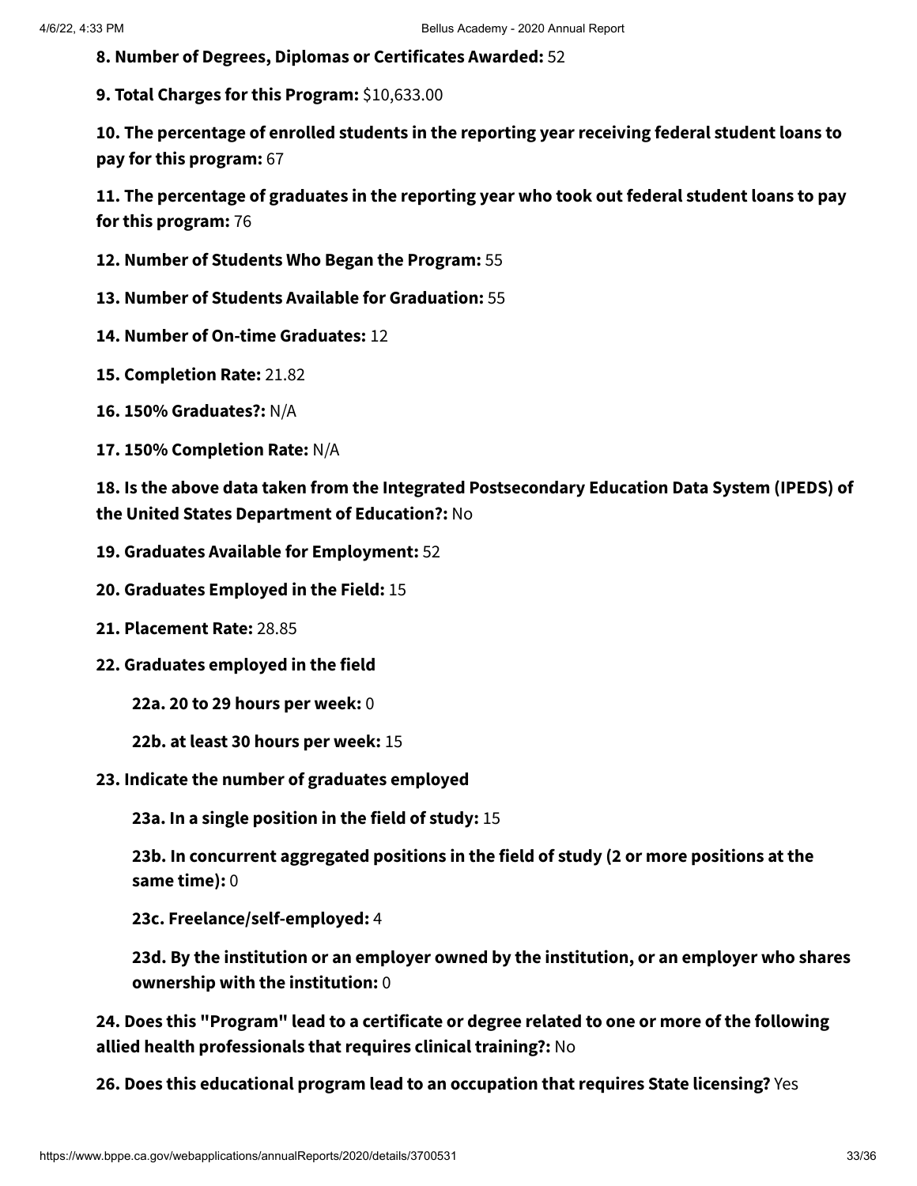**8. Number of Degrees, Diplomas or Certificates Awarded:** 52

**9. Total Charges for this Program:** $10,633.00

**10. The percentage of enrolled students in the reporting year receiving federal student loans to pay for this program:** 67

**11. The percentage of graduates in the reporting year who took out federal student loans to pay for this program:** 76

**12. Number of Students Who Began the Program:** 55

**13. Number of Students Available for Graduation:** 55

**14. Number of On-time Graduates:** 12

**15. Completion Rate:** 21.82

**16. 150% Graduates?:** N/A

**17. 150% Completion Rate:** N/A

**18. Is the above data taken from the Integrated Postsecondary Education Data System (IPEDS) of the United States Department of Education?:** No

**19. Graduates Available for Employment:** 52

**20. Graduates Employed in the Field:** 15

**21. Placement Rate:** 28.85

**22. Graduates employed in the field**

- **22a. 20 to 29 hours per week:** 0
- **22b. at least 30 hours per week:** 15

**23. Indicate the number of graduates employed**

- **23a. In a single position in the field of study:** 15
- **23b. In concurrent aggregated positions in the field of study (2 or more positions at the same time):** 0
- **23c. Freelance/self-employed:** 4
- **23d. By the institution or an employer owned by the institution, or an employer who shares ownership with the institution:** 0

**24. Does this "Program" lead to a certificate or degree related to one or more of the following allied health professionals that requires clinical training?:** No

**26. Does this educational program lead to an occupation that requires State licensing?** Yes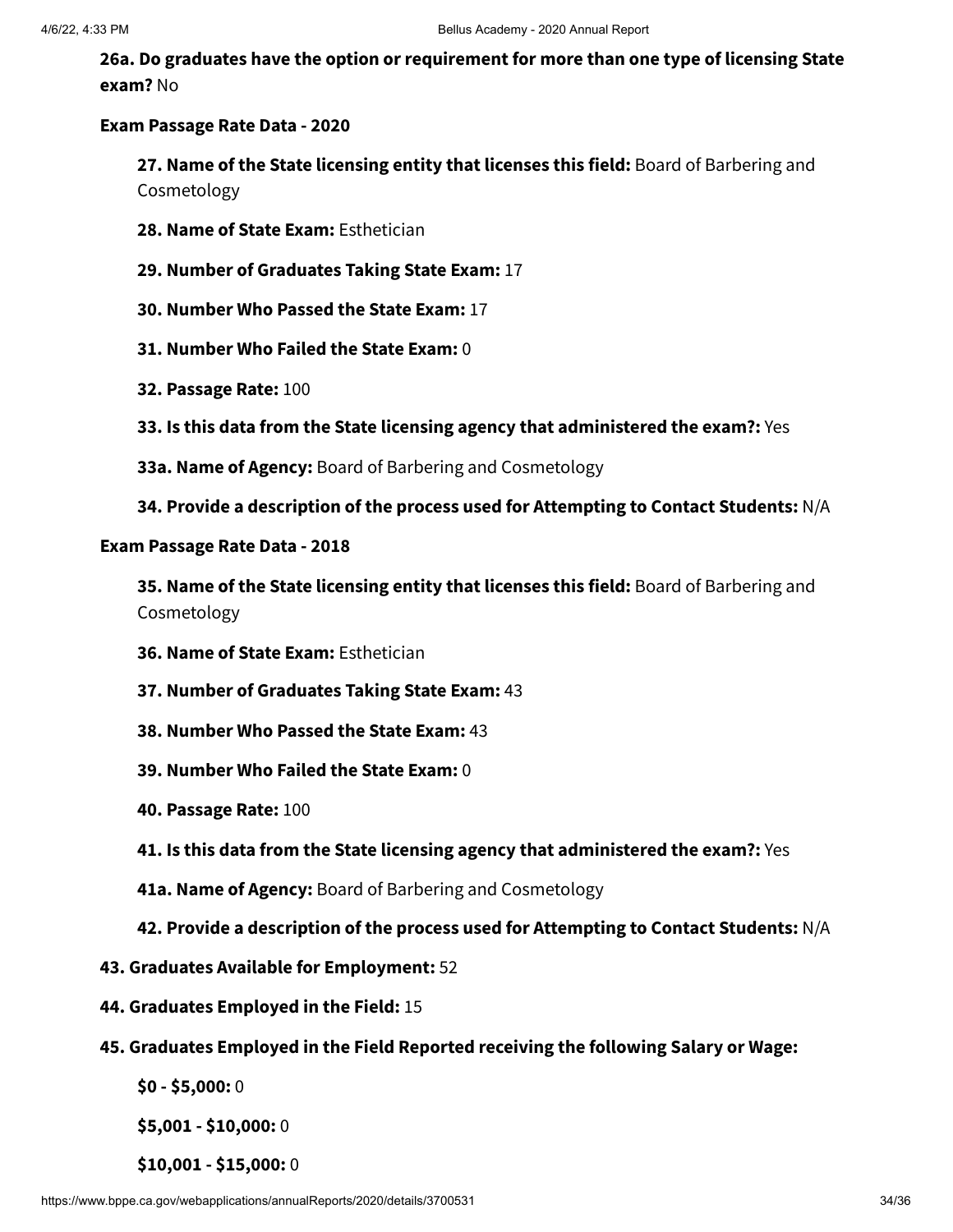**26a. Do graduates have the option or requirement for more than one type of licensing State exam?** No

**Exam Passage Rate Data - 2020**

**27. Name of the State licensing entity that licenses this field:** Board of Barbering and Cosmetology

**28. Name of State Exam:** Esthetician

**29. Number of Graduates Taking State Exam:** 17

**30. Number Who Passed the State Exam:** 17

**31. Number Who Failed the State Exam:** 0

**32. Passage Rate:** 100

**33. Is this data from the State licensing agency that administered the exam?:** Yes

**33a. Name of Agency:** Board of Barbering and Cosmetology

**34. Provide a description of the process used for Attempting to Contact Students:** N/A

**Exam Passage Rate Data - 2018**

**35. Name of the State licensing entity that licenses this field:** Board of Barbering and Cosmetology

**36. Name of State Exam:** Esthetician

**37. Number of Graduates Taking State Exam:** 43

**38. Number Who Passed the State Exam:** 43

**39. Number Who Failed the State Exam:** 0

**40. Passage Rate:** 100

**41. Is this data from the State licensing agency that administered the exam?:** Yes

**41a. Name of Agency:** Board of Barbering and Cosmetology

**42. Provide a description of the process used for Attempting to Contact Students:** N/A

**43. Graduates Available for Employment:** 52

**44. Graduates Employed in the Field:** 15

**45. Graduates Employed in the Field Reported receiving the following Salary or Wage:**

**$0 - $5,000:** 0

**$5,001 - $10,000:** 0

**$10,001 - $15,000:** 0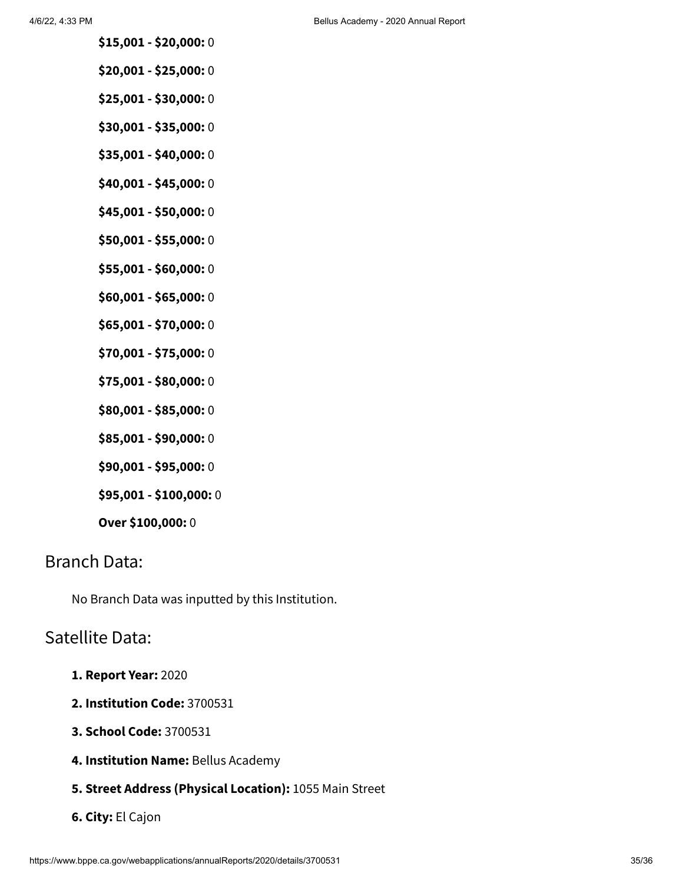**$15,001 - $20,000:** 0

**$20,001 - $25,000:** 0

**$25,001 - $30,000:** 0

**$30,001 - $35,000:** 0

**$35,001 - $40,000:** 0

**$40,001 - $45,000:** 0

**$45,001 - $50,000:** 0

**$50,001 - $55,000:** 0

**$55,001 - $60,000:** 0

**$60,001 - $65,000:** 0

**$65,001 - $70,000:** 0

**$70,001 - $75,000:** 0

**$75,001 - $80,000:** 0

**$80,001 - $85,000:** 0

**$85,001 - $90,000:** 0

**$90,001 - $95,000:** 0

**$95,001 - $100,000:** 0

**Over $100,000:** 0

## Branch Data:

No Branch Data was inputted by this Institution.

## Satellite Data:

**1. Report Year:** 2020

**2. Institution Code:** 3700531

**3. School Code:** 3700531

**4. Institution Name:** Bellus Academy

**5. Street Address (Physical Location):** 1055 Main Street

**6. City:** El Cajon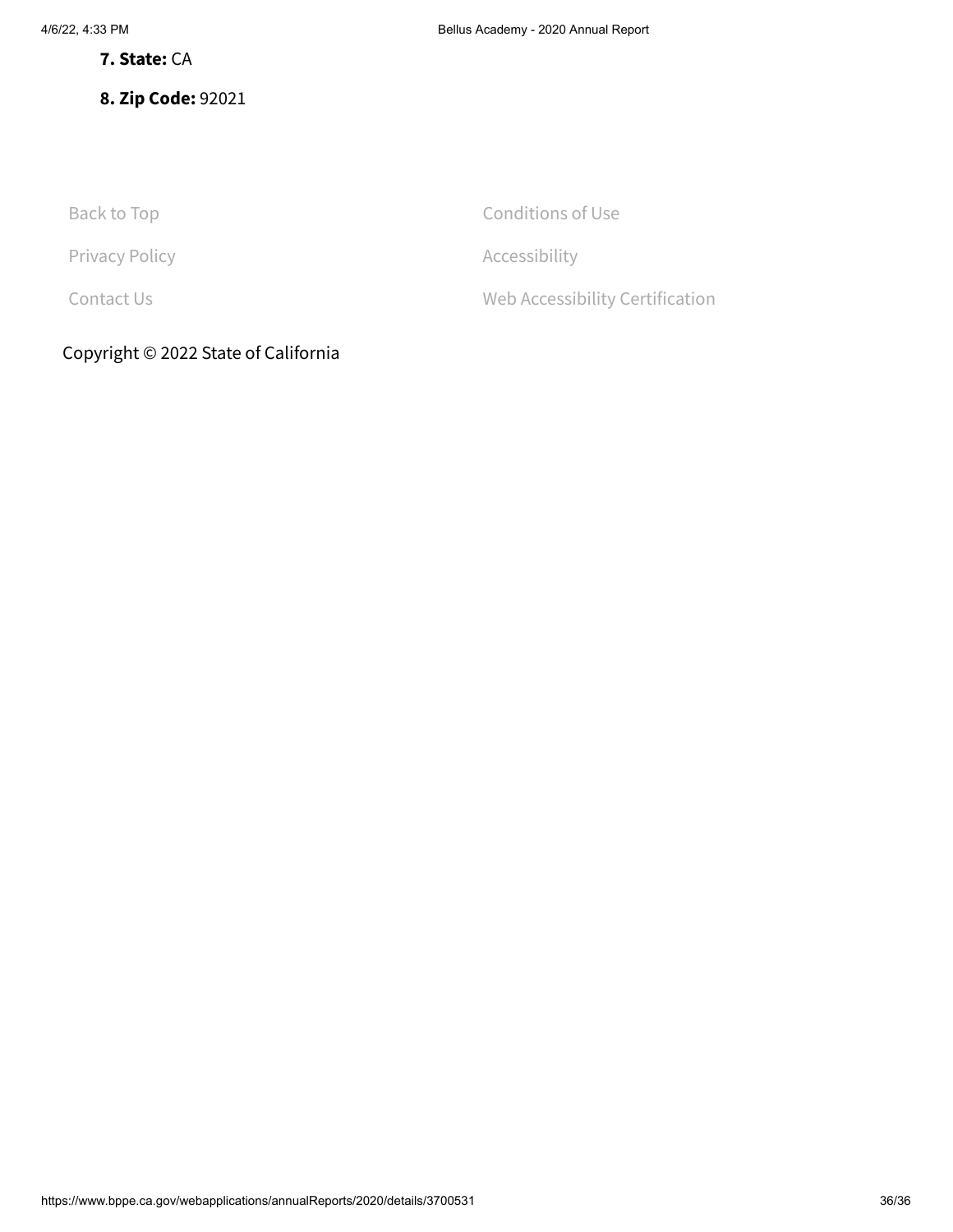**7. State:** CA

**8. Zip Code:** 92021

Back to Top

Conditions of Use

Privacy Policy

Accessibility

Contact Us

Web Accessibility Certification

Copyright © 2022 State of California